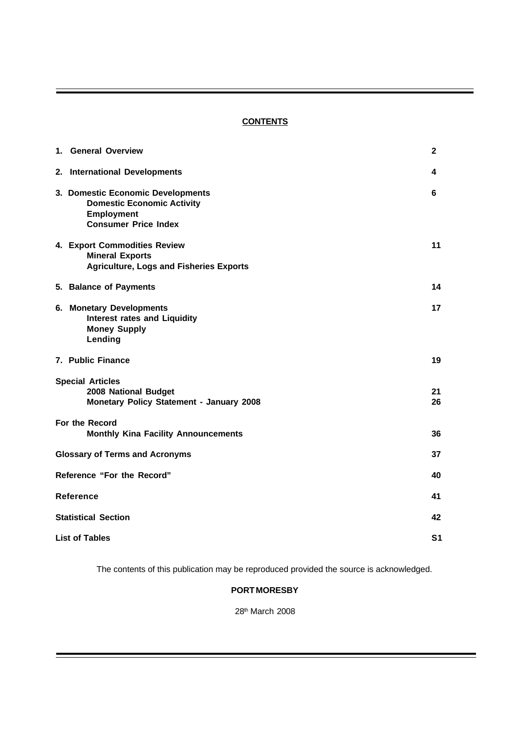## CONTENTS

| | |
|---|---|
| **1. General Overview** | **2** |
| **2. International Developments** | **4** |
| **3. Domestic Economic Developments**<br>**Domestic Economic Activity**<br>**Employment**<br>**Consumer Price Index** | **6** |
| **4. Export Commodities Review**<br>**Mineral Exports**<br>**Agriculture, Logs and Fisheries Exports** | **11** |
| **5. Balance of Payments** | **14** |
| **6. Monetary Developments**<br>**Interest rates and Liquidity**<br>**Money Supply**<br>**Lending** | **17** |
| **7. Public Finance** | **19** |
| **Special Articles** | |
| **2008 National Budget** | **21** |
| **Monetary Policy Statement - January 2008** | **26** |
| **For the Record** | |
| **Monthly Kina Facility Announcements** | **36** |
| **Glossary of Terms and Acronyms** | **37** |
| **Reference "For the Record"** | **40** |
| **Reference** | **41** |
| **Statistical Section** | **42** |
| **List of Tables** | **S1** |

The contents of this publication may be reproduced provided the source is acknowledged.

**PORT MORESBY**

28th March 2008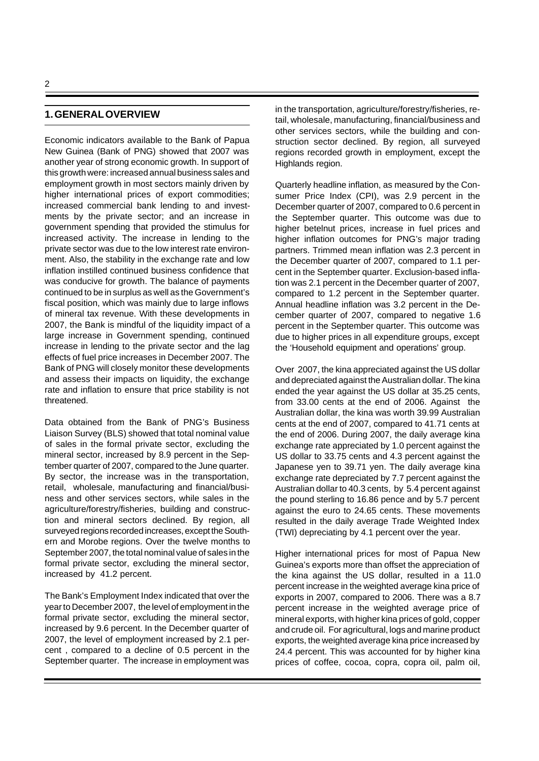## 1. GENERAL OVERVIEW

Economic indicators available to the Bank of Papua New Guinea (Bank of PNG) showed that 2007 was another year of strong economic growth. In support of this growth were: increased annual business sales and employment growth in most sectors mainly driven by higher international prices of export commodities; increased commercial bank lending to and investments by the private sector; and an increase in government spending that provided the stimulus for increased activity. The increase in lending to the private sector was due to the low interest rate environment. Also, the stability in the exchange rate and low inflation instilled continued business confidence that was conducive for growth. The balance of payments continued to be in surplus as well as the Government's fiscal position, which was mainly due to large inflows of mineral tax revenue. With these developments in 2007, the Bank is mindful of the liquidity impact of a large increase in Government spending, continued increase in lending to the private sector and the lag effects of fuel price increases in December 2007. The Bank of PNG will closely monitor these developments and assess their impacts on liquidity, the exchange rate and inflation to ensure that price stability is not threatened.

Data obtained from the Bank of PNG's Business Liaison Survey (BLS) showed that total nominal value of sales in the formal private sector, excluding the mineral sector, increased by 8.9 percent in the September quarter of 2007, compared to the June quarter. By sector, the increase was in the transportation, retail, wholesale, manufacturing and financial/business and other services sectors, while sales in the agriculture/forestry/fisheries, building and construction and mineral sectors declined. By region, all surveyed regions recorded increases, except the Southern and Morobe regions. Over the twelve months to September 2007, the total nominal value of sales in the formal private sector, excluding the mineral sector, increased by 41.2 percent.

The Bank's Employment Index indicated that over the year to December 2007, the level of employment in the formal private sector, excluding the mineral sector, increased by 9.6 percent. In the December quarter of 2007, the level of employment increased by 2.1 percent , compared to a decline of 0.5 percent in the September quarter. The increase in employment was in the transportation, agriculture/forestry/fisheries, retail, wholesale, manufacturing, financial/business and other services sectors, while the building and construction sector declined. By region, all surveyed regions recorded growth in employment, except the Highlands region.

Quarterly headline inflation, as measured by the Consumer Price Index (CPI), was 2.9 percent in the December quarter of 2007, compared to 0.6 percent in the September quarter. This outcome was due to higher betelnut prices, increase in fuel prices and higher inflation outcomes for PNG's major trading partners. Trimmed mean inflation was 2.3 percent in the December quarter of 2007, compared to 1.1 percent in the September quarter. Exclusion-based inflation was 2.1 percent in the December quarter of 2007, compared to 1.2 percent in the September quarter. Annual headline inflation was 3.2 percent in the December quarter of 2007, compared to negative 1.6 percent in the September quarter. This outcome was due to higher prices in all expenditure groups, except the 'Household equipment and operations' group.

Over 2007, the kina appreciated against the US dollar and depreciated against the Australian dollar. The kina ended the year against the US dollar at 35.25 cents, from 33.00 cents at the end of 2006. Against the Australian dollar, the kina was worth 39.99 Australian cents at the end of 2007, compared to 41.71 cents at the end of 2006. During 2007, the daily average kina exchange rate appreciated by 1.0 percent against the US dollar to 33.75 cents and 4.3 percent against the Japanese yen to 39.71 yen. The daily average kina exchange rate depreciated by 7.7 percent against the Australian dollar to 40.3 cents, by 5.4 percent against the pound sterling to 16.86 pence and by 5.7 percent against the euro to 24.65 cents. These movements resulted in the daily average Trade Weighted Index (TWI) depreciating by 4.1 percent over the year.

Higher international prices for most of Papua New Guinea's exports more than offset the appreciation of the kina against the US dollar, resulted in a 11.0 percent increase in the weighted average kina price of exports in 2007, compared to 2006. There was a 8.7 percent increase in the weighted average price of mineral exports, with higher kina prices of gold, copper and crude oil. For agricultural, logs and marine product exports, the weighted average kina price increased by 24.4 percent. This was accounted for by higher kina prices of coffee, cocoa, copra, copra oil, palm oil,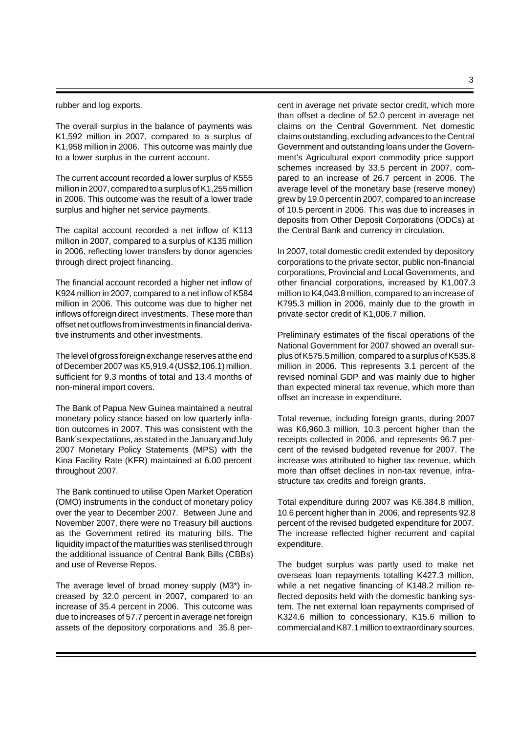rubber and log exports.

The overall surplus in the balance of payments was K1,592 million in 2007, compared to a surplus of K1,958 million in 2006. This outcome was mainly due to a lower surplus in the current account.

The current account recorded a lower surplus of K555 million in 2007, compared to a surplus of K1,255 million in 2006. This outcome was the result of a lower trade surplus and higher net service payments.

The capital account recorded a net inflow of K113 million in 2007, compared to a surplus of K135 million in 2006, reflecting lower transfers by donor agencies through direct project financing.

The financial account recorded a higher net inflow of K924 million in 2007, compared to a net inflow of K584 million in 2006. This outcome was due to higher net inflows of foreign direct investments. These more than offset net outflows from investments in financial derivative instruments and other investments.

The level of gross foreign exchange reserves at the end of December 2007 was K5,919.4 (US$2,106.1) million, sufficient for 9.3 months of total and 13.4 months of non-mineral import covers.

The Bank of Papua New Guinea maintained a neutral monetary policy stance based on low quarterly inflation outcomes in 2007. This was consistent with the Bank's expectations, as stated in the January and July 2007 Monetary Policy Statements (MPS) with the Kina Facility Rate (KFR) maintained at 6.00 percent throughout 2007.

The Bank continued to utilise Open Market Operation (OMO) instruments in the conduct of monetary policy over the year to December 2007. Between June and November 2007, there were no Treasury bill auctions as the Government retired its maturing bills. The liquidity impact of the maturities was sterilised through the additional issuance of Central Bank Bills (CBBs) and use of Reverse Repos.

The average level of broad money supply (M3*) increased by 32.0 percent in 2007, compared to an increase of 35.4 percent in 2006. This outcome was due to increases of 57.7 percent in average net foreign assets of the depository corporations and 35.8 percent in average net private sector credit, which more than offset a decline of 52.0 percent in average net claims on the Central Government. Net domestic claims outstanding, excluding advances to the Central Government and outstanding loans under the Government's Agricultural export commodity price support schemes increased by 33.5 percent in 2007, compared to an increase of 26.7 percent in 2006. The average level of the monetary base (reserve money) grew by 19.0 percent in 2007, compared to an increase of 10.5 percent in 2006. This was due to increases in deposits from Other Deposit Corporations (ODCs) at the Central Bank and currency in circulation.

In 2007, total domestic credit extended by depository corporations to the private sector, public non-financial corporations, Provincial and Local Governments, and other financial corporations, increased by K1,007.3 million to K4,043.8 million, compared to an increase of K795.3 million in 2006, mainly due to the growth in private sector credit of K1,006.7 million.

Preliminary estimates of the fiscal operations of the National Government for 2007 showed an overall surplus of K575.5 million, compared to a surplus of K535.8 million in 2006. This represents 3.1 percent of the revised nominal GDP and was mainly due to higher than expected mineral tax revenue, which more than offset an increase in expenditure.

Total revenue, including foreign grants, during 2007 was K6,960.3 million, 10.3 percent higher than the receipts collected in 2006, and represents 96.7 percent of the revised budgeted revenue for 2007. The increase was attributed to higher tax revenue, which more than offset declines in non-tax revenue, infrastructure tax credits and foreign grants.

Total expenditure during 2007 was K6,384.8 million, 10.6 percent higher than in 2006, and represents 92.8 percent of the revised budgeted expenditure for 2007. The increase reflected higher recurrent and capital expenditure.

The budget surplus was partly used to make net overseas loan repayments totalling K427.3 million, while a net negative financing of K148.2 million reflected deposits held with the domestic banking system. The net external loan repayments comprised of K324.6 million to concessionary, K15.6 million to commercial and K87.1 million to extraordinary sources.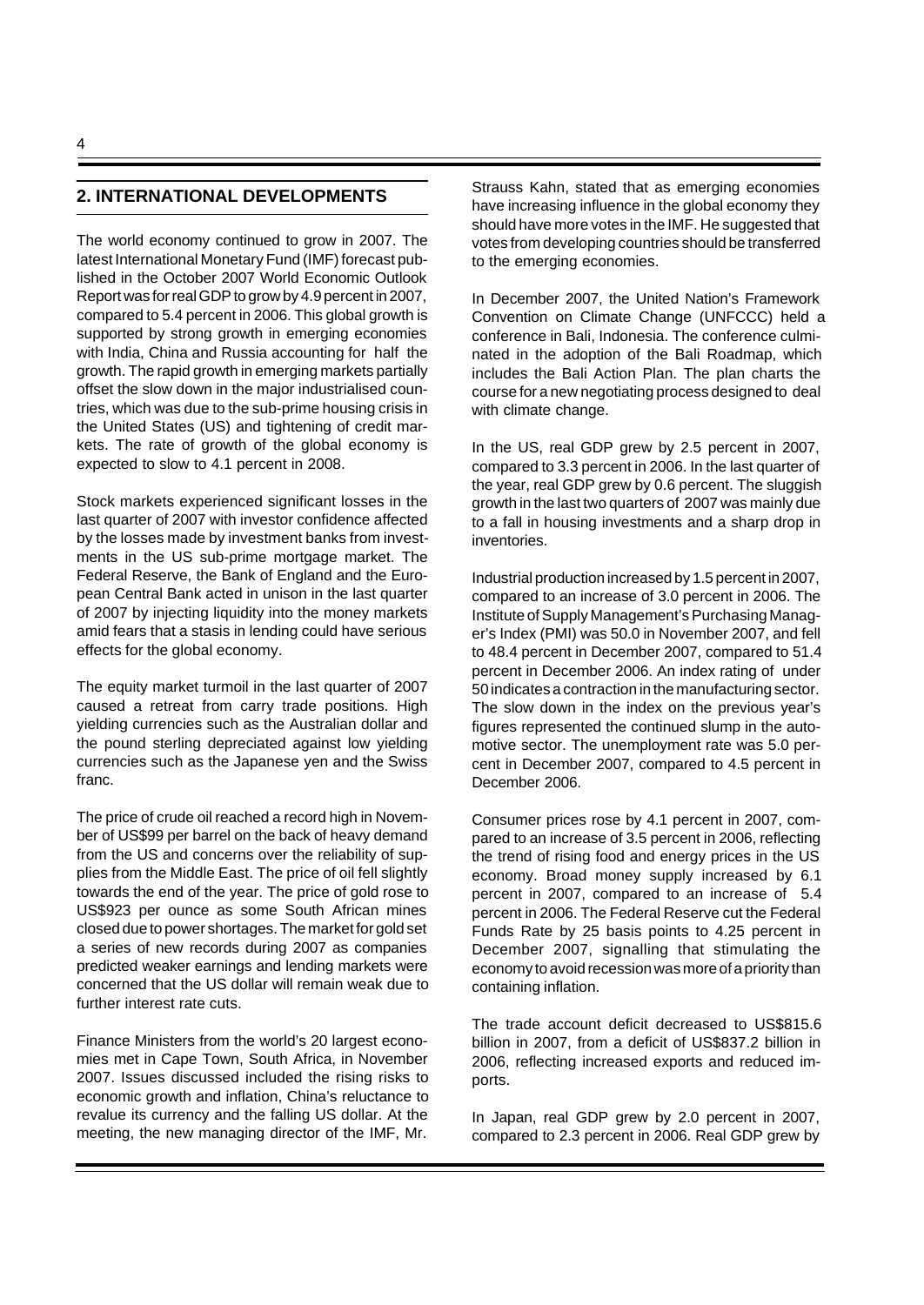## 2. INTERNATIONAL DEVELOPMENTS

The world economy continued to grow in 2007. The latest International Monetary Fund (IMF) forecast published in the October 2007 World Economic Outlook Report was for real GDP to grow by 4.9 percent in 2007, compared to 5.4 percent in 2006. This global growth is supported by strong growth in emerging economies with India, China and Russia accounting for half the growth. The rapid growth in emerging markets partially offset the slow down in the major industrialised countries, which was due to the sub-prime housing crisis in the United States (US) and tightening of credit markets. The rate of growth of the global economy is expected to slow to 4.1 percent in 2008.

Stock markets experienced significant losses in the last quarter of 2007 with investor confidence affected by the losses made by investment banks from investments in the US sub-prime mortgage market. The Federal Reserve, the Bank of England and the European Central Bank acted in unison in the last quarter of 2007 by injecting liquidity into the money markets amid fears that a stasis in lending could have serious effects for the global economy.

The equity market turmoil in the last quarter of 2007 caused a retreat from carry trade positions. High yielding currencies such as the Australian dollar and the pound sterling depreciated against low yielding currencies such as the Japanese yen and the Swiss franc.

The price of crude oil reached a record high in November of US$99 per barrel on the back of heavy demand from the US and concerns over the reliability of supplies from the Middle East. The price of oil fell slightly towards the end of the year. The price of gold rose to US$923 per ounce as some South African mines closed due to power shortages. The market for gold set a series of new records during 2007 as companies predicted weaker earnings and lending markets were concerned that the US dollar will remain weak due to further interest rate cuts.

Finance Ministers from the world's 20 largest economies met in Cape Town, South Africa, in November 2007. Issues discussed included the rising risks to economic growth and inflation, China's reluctance to revalue its currency and the falling US dollar. At the meeting, the new managing director of the IMF, Mr. Strauss Kahn, stated that as emerging economies have increasing influence in the global economy they should have more votes in the IMF. He suggested that votes from developing countries should be transferred to the emerging economies.

In December 2007, the United Nation's Framework Convention on Climate Change (UNFCCC) held a conference in Bali, Indonesia. The conference culminated in the adoption of the Bali Roadmap, which includes the Bali Action Plan. The plan charts the course for a new negotiating process designed to deal with climate change.

In the US, real GDP grew by 2.5 percent in 2007, compared to 3.3 percent in 2006. In the last quarter of the year, real GDP grew by 0.6 percent. The sluggish growth in the last two quarters of 2007 was mainly due to a fall in housing investments and a sharp drop in inventories.

Industrial production increased by 1.5 percent in 2007, compared to an increase of 3.0 percent in 2006. The Institute of Supply Management's Purchasing Manager's Index (PMI) was 50.0 in November 2007, and fell to 48.4 percent in December 2007, compared to 51.4 percent in December 2006. An index rating of under 50 indicates a contraction in the manufacturing sector. The slow down in the index on the previous year's figures represented the continued slump in the automotive sector. The unemployment rate was 5.0 percent in December 2007, compared to 4.5 percent in December 2006.

Consumer prices rose by 4.1 percent in 2007, compared to an increase of 3.5 percent in 2006, reflecting the trend of rising food and energy prices in the US economy. Broad money supply increased by 6.1 percent in 2007, compared to an increase of 5.4 percent in 2006. The Federal Reserve cut the Federal Funds Rate by 25 basis points to 4.25 percent in December 2007, signalling that stimulating the economy to avoid recession was more of a priority than containing inflation.

The trade account deficit decreased to US$815.6 billion in 2007, from a deficit of US$837.2 billion in 2006, reflecting increased exports and reduced imports.

In Japan, real GDP grew by 2.0 percent in 2007, compared to 2.3 percent in 2006. Real GDP grew by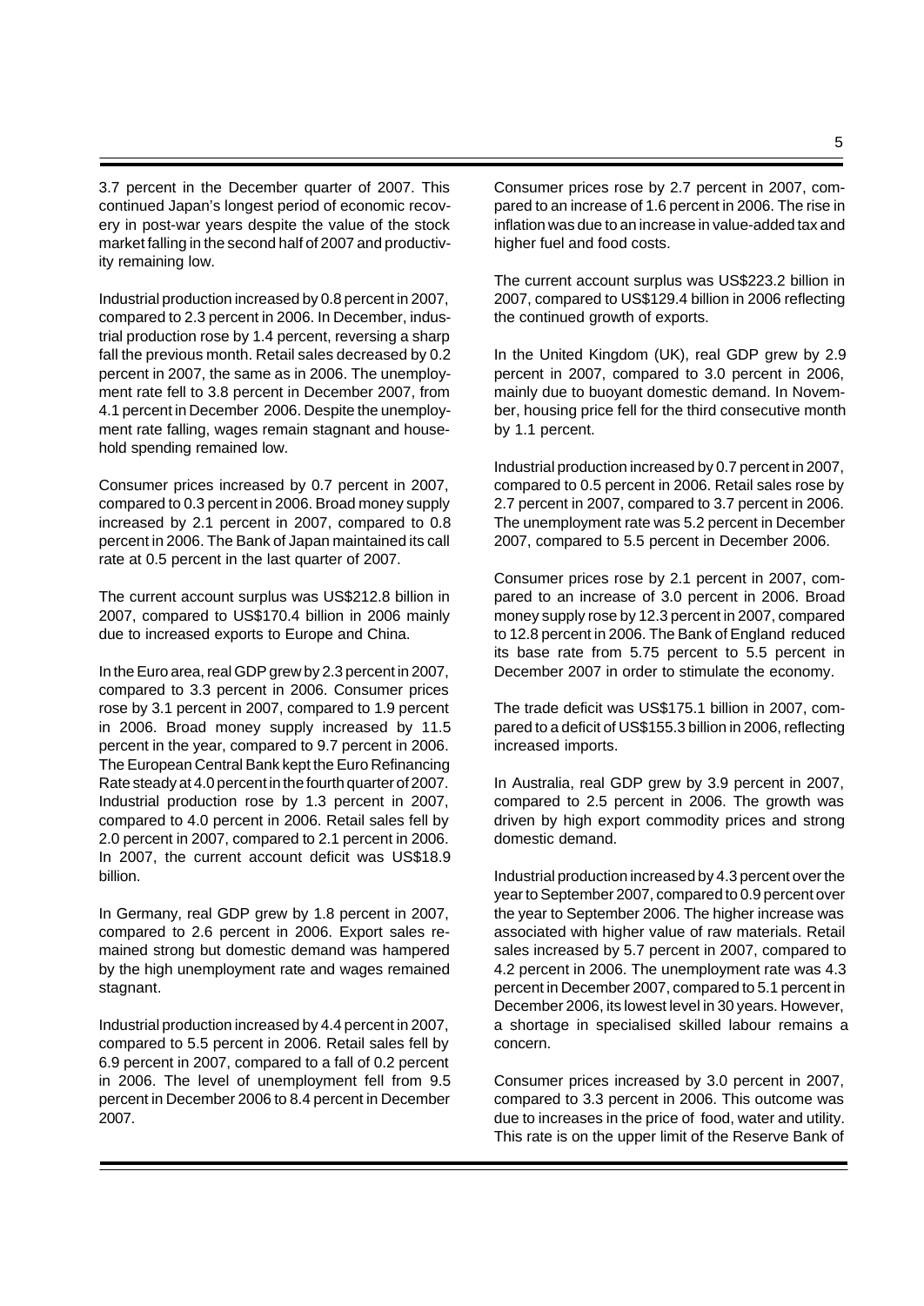3.7 percent in the December quarter of 2007. This continued Japan's longest period of economic recovery in post-war years despite the value of the stock market falling in the second half of 2007 and productivity remaining low.

Industrial production increased by 0.8 percent in 2007, compared to 2.3 percent in 2006. In December, industrial production rose by 1.4 percent, reversing a sharp fall the previous month. Retail sales decreased by 0.2 percent in 2007, the same as in 2006. The unemployment rate fell to 3.8 percent in December 2007, from 4.1 percent in December 2006. Despite the unemployment rate falling, wages remain stagnant and household spending remained low.

Consumer prices increased by 0.7 percent in 2007, compared to 0.3 percent in 2006. Broad money supply increased by 2.1 percent in 2007, compared to 0.8 percent in 2006. The Bank of Japan maintained its call rate at 0.5 percent in the last quarter of 2007.

The current account surplus was US$212.8 billion in 2007, compared to US$170.4 billion in 2006 mainly due to increased exports to Europe and China.

In the Euro area, real GDP grew by 2.3 percent in 2007, compared to 3.3 percent in 2006. Consumer prices rose by 3.1 percent in 2007, compared to 1.9 percent in 2006. Broad money supply increased by 11.5 percent in the year, compared to 9.7 percent in 2006. The European Central Bank kept the Euro Refinancing Rate steady at 4.0 percent in the fourth quarter of 2007. Industrial production rose by 1.3 percent in 2007, compared to 4.0 percent in 2006. Retail sales fell by 2.0 percent in 2007, compared to 2.1 percent in 2006. In 2007, the current account deficit was US$18.9 billion.

In Germany, real GDP grew by 1.8 percent in 2007, compared to 2.6 percent in 2006. Export sales remained strong but domestic demand was hampered by the high unemployment rate and wages remained stagnant.

Industrial production increased by 4.4 percent in 2007, compared to 5.5 percent in 2006. Retail sales fell by 6.9 percent in 2007, compared to a fall of 0.2 percent in 2006. The level of unemployment fell from 9.5 percent in December 2006 to 8.4 percent in December 2007.

Consumer prices rose by 2.7 percent in 2007, compared to an increase of 1.6 percent in 2006. The rise in inflation was due to an increase in value-added tax and higher fuel and food costs.

The current account surplus was US$223.2 billion in 2007, compared to US$129.4 billion in 2006 reflecting the continued growth of exports.

In the United Kingdom (UK), real GDP grew by 2.9 percent in 2007, compared to 3.0 percent in 2006, mainly due to buoyant domestic demand. In November, housing price fell for the third consecutive month by 1.1 percent.

Industrial production increased by 0.7 percent in 2007, compared to 0.5 percent in 2006. Retail sales rose by 2.7 percent in 2007, compared to 3.7 percent in 2006. The unemployment rate was 5.2 percent in December 2007, compared to 5.5 percent in December 2006.

Consumer prices rose by 2.1 percent in 2007, compared to an increase of 3.0 percent in 2006. Broad money supply rose by 12.3 percent in 2007, compared to 12.8 percent in 2006. The Bank of England reduced its base rate from 5.75 percent to 5.5 percent in December 2007 in order to stimulate the economy.

The trade deficit was US$175.1 billion in 2007, compared to a deficit of US$155.3 billion in 2006, reflecting increased imports.

In Australia, real GDP grew by 3.9 percent in 2007, compared to 2.5 percent in 2006. The growth was driven by high export commodity prices and strong domestic demand.

Industrial production increased by 4.3 percent over the year to September 2007, compared to 0.9 percent over the year to September 2006. The higher increase was associated with higher value of raw materials. Retail sales increased by 5.7 percent in 2007, compared to 4.2 percent in 2006. The unemployment rate was 4.3 percent in December 2007, compared to 5.1 percent in December 2006, its lowest level in 30 years. However, a shortage in specialised skilled labour remains a concern.

Consumer prices increased by 3.0 percent in 2007, compared to 3.3 percent in 2006. This outcome was due to increases in the price of food, water and utility. This rate is on the upper limit of the Reserve Bank of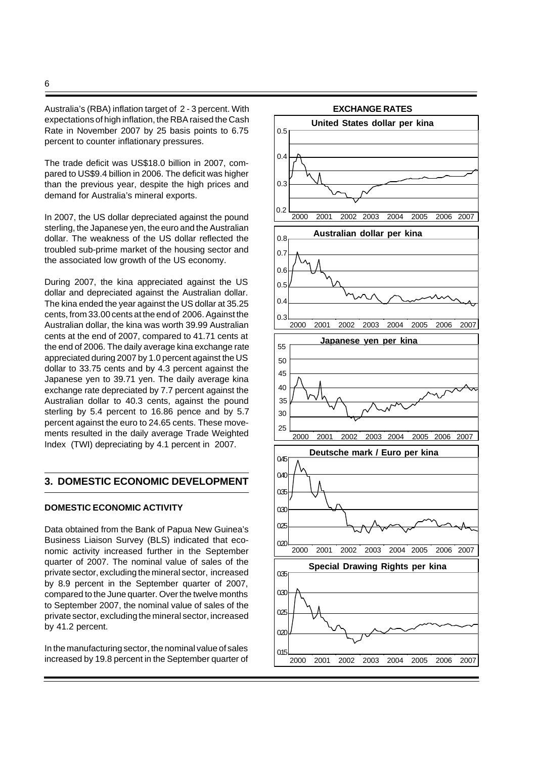Australia's (RBA) inflation target of 2 - 3 percent. With expectations of high inflation, the RBA raised the Cash Rate in November 2007 by 25 basis points to 6.75 percent to counter inflationary pressures.

The trade deficit was US$18.0 billion in 2007, compared to US$9.4 billion in 2006. The deficit was higher than the previous year, despite the high prices and demand for Australia's mineral exports.

In 2007, the US dollar depreciated against the pound sterling, the Japanese yen, the euro and the Australian dollar. The weakness of the US dollar reflected the troubled sub-prime market of the housing sector and the associated low growth of the US economy.

During 2007, the kina appreciated against the US dollar and depreciated against the Australian dollar. The kina ended the year against the US dollar at 35.25 cents, from 33.00 cents at the end of 2006. Against the Australian dollar, the kina was worth 39.99 Australian cents at the end of 2007, compared to 41.71 cents at the end of 2006. The daily average kina exchange rate appreciated during 2007 by 1.0 percent against the US dollar to 33.75 cents and by 4.3 percent against the Japanese yen to 39.71 yen. The daily average kina exchange rate depreciated by 7.7 percent against the Australian dollar to 40.3 cents, against the pound sterling by 5.4 percent to 16.86 pence and by 5.7 percent against the euro to 24.65 cents. These movements resulted in the daily average Trade Weighted Index (TWI) depreciating by 4.1 percent in 2007.

**EXCHANGE RATES**

United States dollar per kina

Australian dollar per kina

Japanese yen per kina

Deutsche mark / Euro per kina

Special Drawing Rights per kina

## 3. DOMESTIC ECONOMIC DEVELOPMENT

### DOMESTIC ECONOMIC ACTIVITY

Data obtained from the Bank of Papua New Guinea's Business Liaison Survey (BLS) indicated that economic activity increased further in the September quarter of 2007. The nominal value of sales of the private sector, excluding the mineral sector, increased by 8.9 percent in the September quarter of 2007, compared to the June quarter. Over the twelve months to September 2007, the nominal value of sales of the private sector, excluding the mineral sector, increased by 41.2 percent.

In the manufacturing sector, the nominal value of sales increased by 19.8 percent in the September quarter of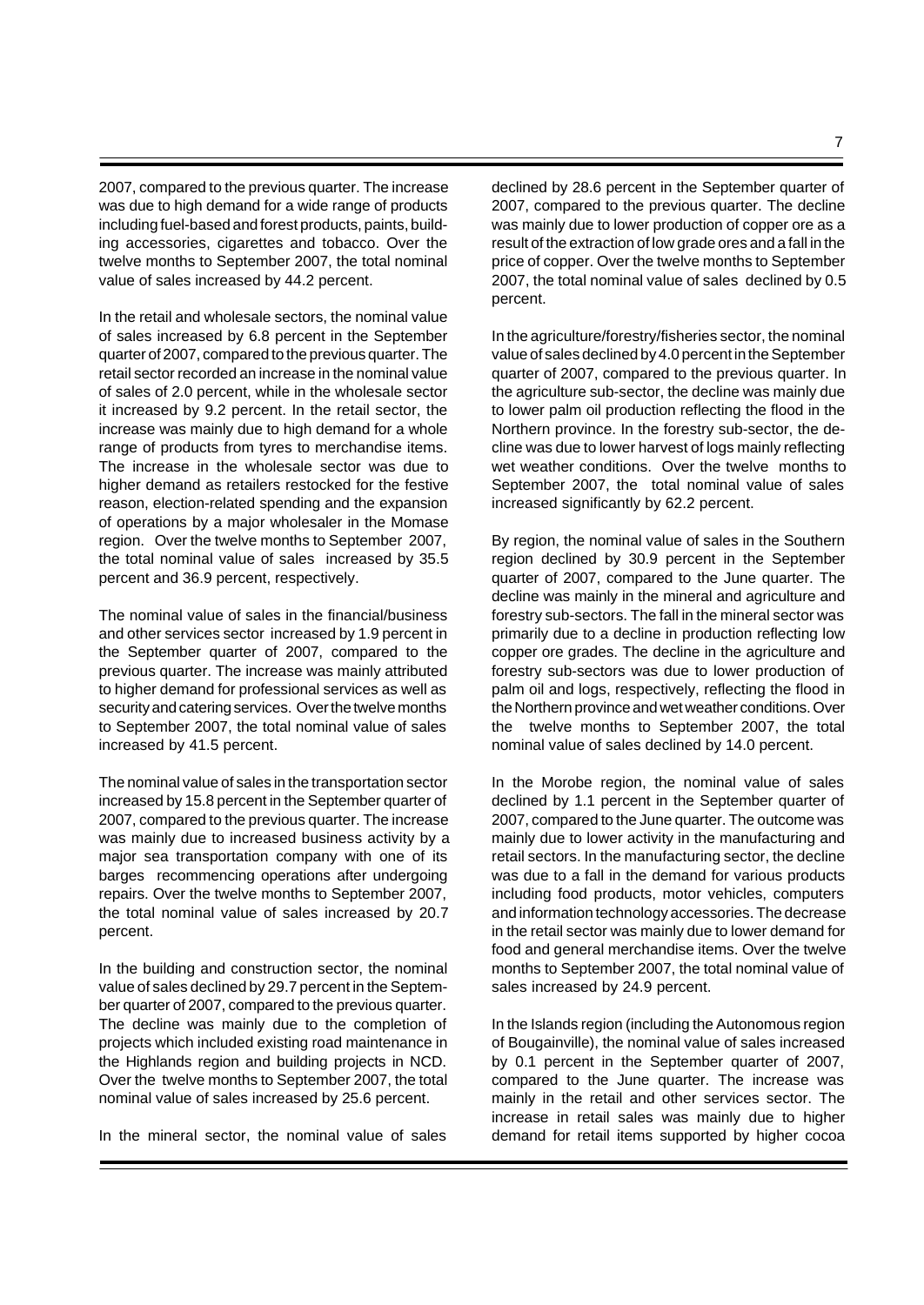2007, compared to the previous quarter. The increase was due to high demand for a wide range of products including fuel-based and forest products, paints, building accessories, cigarettes and tobacco. Over the twelve months to September 2007, the total nominal value of sales increased by 44.2 percent.

In the retail and wholesale sectors, the nominal value of sales increased by 6.8 percent in the September quarter of 2007, compared to the previous quarter. The retail sector recorded an increase in the nominal value of sales of 2.0 percent, while in the wholesale sector it increased by 9.2 percent. In the retail sector, the increase was mainly due to high demand for a whole range of products from tyres to merchandise items. The increase in the wholesale sector was due to higher demand as retailers restocked for the festive reason, election-related spending and the expansion of operations by a major wholesaler in the Momase region. Over the twelve months to September 2007, the total nominal value of sales increased by 35.5 percent and 36.9 percent, respectively.

The nominal value of sales in the financial/business and other services sector increased by 1.9 percent in the September quarter of 2007, compared to the previous quarter. The increase was mainly attributed to higher demand for professional services as well as security and catering services. Over the twelve months to September 2007, the total nominal value of sales increased by 41.5 percent.

The nominal value of sales in the transportation sector increased by 15.8 percent in the September quarter of 2007, compared to the previous quarter. The increase was mainly due to increased business activity by a major sea transportation company with one of its barges recommencing operations after undergoing repairs. Over the twelve months to September 2007, the total nominal value of sales increased by 20.7 percent.

In the building and construction sector, the nominal value of sales declined by 29.7 percent in the September quarter of 2007, compared to the previous quarter. The decline was mainly due to the completion of projects which included existing road maintenance in the Highlands region and building projects in NCD. Over the twelve months to September 2007, the total nominal value of sales increased by 25.6 percent.

In the mineral sector, the nominal value of sales declined by 28.6 percent in the September quarter of 2007, compared to the previous quarter. The decline was mainly due to lower production of copper ore as a result of the extraction of low grade ores and a fall in the price of copper. Over the twelve months to September 2007, the total nominal value of sales declined by 0.5 percent.

In the agriculture/forestry/fisheries sector, the nominal value of sales declined by 4.0 percent in the September quarter of 2007, compared to the previous quarter. In the agriculture sub-sector, the decline was mainly due to lower palm oil production reflecting the flood in the Northern province. In the forestry sub-sector, the decline was due to lower harvest of logs mainly reflecting wet weather conditions. Over the twelve months to September 2007, the total nominal value of sales increased significantly by 62.2 percent.

By region, the nominal value of sales in the Southern region declined by 30.9 percent in the September quarter of 2007, compared to the June quarter. The decline was mainly in the mineral and agriculture and forestry sub-sectors. The fall in the mineral sector was primarily due to a decline in production reflecting low copper ore grades. The decline in the agriculture and forestry sub-sectors was due to lower production of palm oil and logs, respectively, reflecting the flood in the Northern province and wet weather conditions. Over the twelve months to September 2007, the total nominal value of sales declined by 14.0 percent.

In the Morobe region, the nominal value of sales declined by 1.1 percent in the September quarter of 2007, compared to the June quarter. The outcome was mainly due to lower activity in the manufacturing and retail sectors. In the manufacturing sector, the decline was due to a fall in the demand for various products including food products, motor vehicles, computers and information technology accessories. The decrease in the retail sector was mainly due to lower demand for food and general merchandise items. Over the twelve months to September 2007, the total nominal value of sales increased by 24.9 percent.

In the Islands region (including the Autonomous region of Bougainville), the nominal value of sales increased by 0.1 percent in the September quarter of 2007, compared to the June quarter. The increase was mainly in the retail and other services sector. The increase in retail sales was mainly due to higher demand for retail items supported by higher cocoa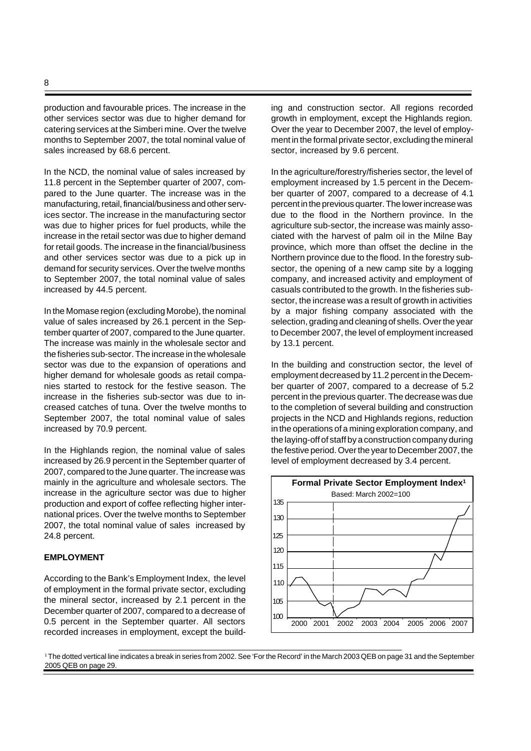production and favourable prices. The increase in the other services sector was due to higher demand for catering services at the Simberi mine. Over the twelve months to September 2007, the total nominal value of sales increased by 68.6 percent.

In the NCD, the nominal value of sales increased by 11.8 percent in the September quarter of 2007, compared to the June quarter. The increase was in the manufacturing, retail, financial/business and other services sector. The increase in the manufacturing sector was due to higher prices for fuel products, while the increase in the retail sector was due to higher demand for retail goods. The increase in the financial/business and other services sector was due to a pick up in demand for security services. Over the twelve months to September 2007, the total nominal value of sales increased by 44.5 percent.

In the Momase region (excluding Morobe), the nominal value of sales increased by 26.1 percent in the September quarter of 2007, compared to the June quarter. The increase was mainly in the wholesale sector and the fisheries sub-sector. The increase in the wholesale sector was due to the expansion of operations and higher demand for wholesale goods as retail companies started to restock for the festive season. The increase in the fisheries sub-sector was due to increased catches of tuna. Over the twelve months to September 2007, the total nominal value of sales increased by 70.9 percent.

In the Highlands region, the nominal value of sales increased by 26.9 percent in the September quarter of 2007, compared to the June quarter. The increase was mainly in the agriculture and wholesale sectors. The increase in the agriculture sector was due to higher production and export of coffee reflecting higher international prices. Over the twelve months to September 2007, the total nominal value of sales increased by 24.8 percent.

**EMPLOYMENT**

According to the Bank's Employment Index, the level of employment in the formal private sector, excluding the mineral sector, increased by 2.1 percent in the December quarter of 2007, compared to a decrease of 0.5 percent in the September quarter. All sectors recorded increases in employment, except the building and construction sector. All regions recorded growth in employment, except the Highlands region. Over the year to December 2007, the level of employment in the formal private sector, excluding the mineral sector, increased by 9.6 percent.

In the agriculture/forestry/fisheries sector, the level of employment increased by 1.5 percent in the December quarter of 2007, compared to a decrease of 4.1 percent in the previous quarter. The lower increase was due to the flood in the Northern province. In the agriculture sub-sector, the increase was mainly associated with the harvest of palm oil in the Milne Bay province, which more than offset the decline in the Northern province due to the flood. In the forestry sub-sector, the opening of a new camp site by a logging company, and increased activity and employment of casuals contributed to the growth. In the fisheries sub-sector, the increase was a result of growth in activities by a major fishing company associated with the selection, grading and cleaning of shells. Over the year to December 2007, the level of employment increased by 13.1 percent.

In the building and construction sector, the level of employment decreased by 11.2 percent in the December quarter of 2007, compared to a decrease of 5.2 percent in the previous quarter. The decrease was due to the completion of several building and construction projects in the NCD and Highlands regions, reduction in the operations of a mining exploration company, and the laying-off of staff by a construction company during the festive period. Over the year to December 2007, the level of employment decreased by 3.4 percent.

**Formal Private Sector Employment Index[1]**

Based: March 2002=100

[1] The dotted vertical line indicates a break in series from 2002. See 'For the Record' in the March 2003 QEB on page 31 and the September 2005 QEB on page 29.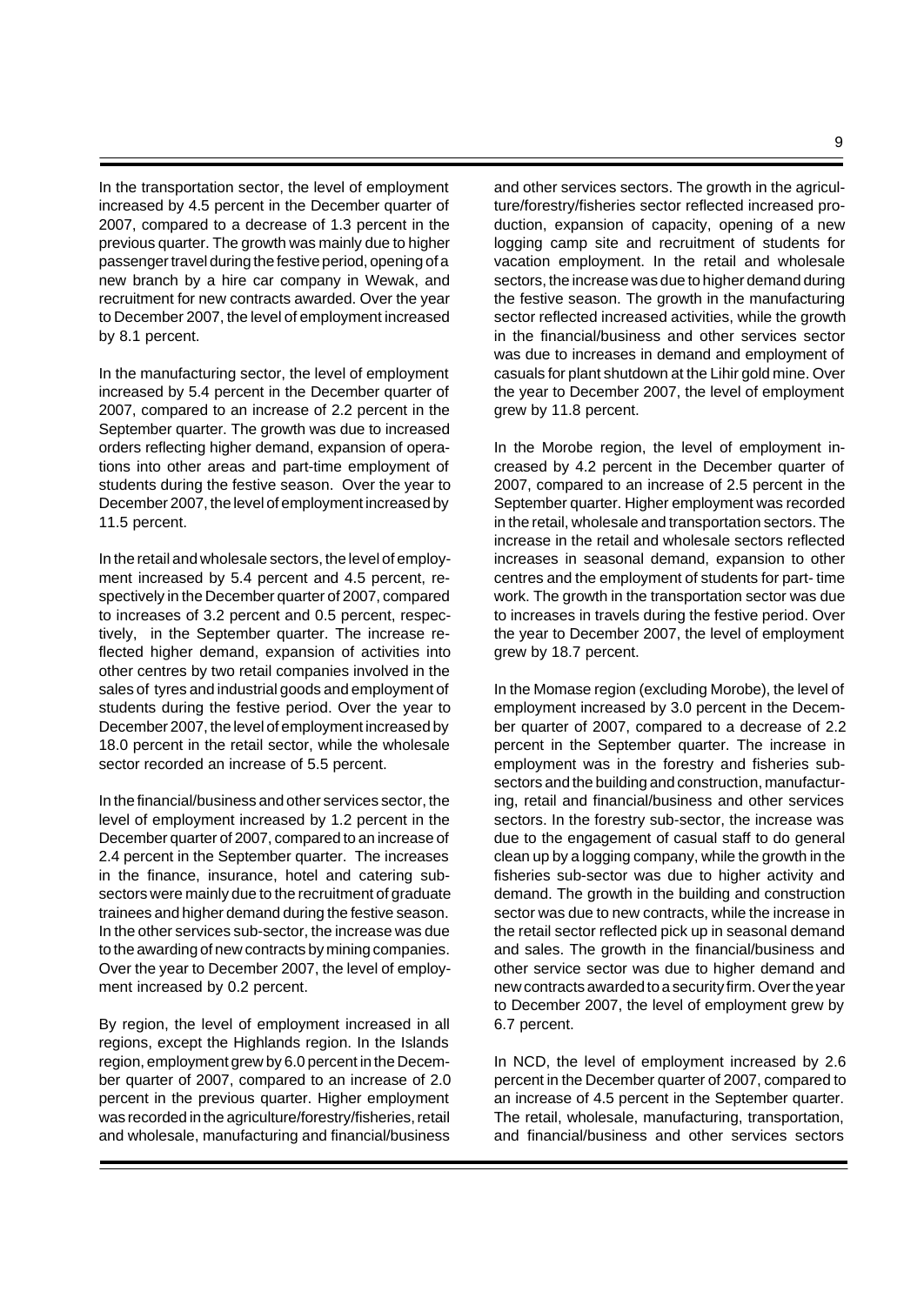In the transportation sector, the level of employment increased by 4.5 percent in the December quarter of 2007, compared to a decrease of 1.3 percent in the previous quarter. The growth was mainly due to higher passenger travel during the festive period, opening of a new branch by a hire car company in Wewak, and recruitment for new contracts awarded. Over the year to December 2007, the level of employment increased by 8.1 percent.

In the manufacturing sector, the level of employment increased by 5.4 percent in the December quarter of 2007, compared to an increase of 2.2 percent in the September quarter. The growth was due to increased orders reflecting higher demand, expansion of operations into other areas and part-time employment of students during the festive season. Over the year to December 2007, the level of employment increased by 11.5 percent.

In the retail and wholesale sectors, the level of employment increased by 5.4 percent and 4.5 percent, respectively in the December quarter of 2007, compared to increases of 3.2 percent and 0.5 percent, respectively, in the September quarter. The increase reflected higher demand, expansion of activities into other centres by two retail companies involved in the sales of tyres and industrial goods and employment of students during the festive period. Over the year to December 2007, the level of employment increased by 18.0 percent in the retail sector, while the wholesale sector recorded an increase of 5.5 percent.

In the financial/business and other services sector, the level of employment increased by 1.2 percent in the December quarter of 2007, compared to an increase of 2.4 percent in the September quarter. The increases in the finance, insurance, hotel and catering sub-sectors were mainly due to the recruitment of graduate trainees and higher demand during the festive season. In the other services sub-sector, the increase was due to the awarding of new contracts by mining companies. Over the year to December 2007, the level of employment increased by 0.2 percent.

By region, the level of employment increased in all regions, except the Highlands region. In the Islands region, employment grew by 6.0 percent in the December quarter of 2007, compared to an increase of 2.0 percent in the previous quarter. Higher employment was recorded in the agriculture/forestry/fisheries, retail and wholesale, manufacturing and financial/business and other services sectors. The growth in the agriculture/forestry/fisheries sector reflected increased production, expansion of capacity, opening of a new logging camp site and recruitment of students for vacation employment. In the retail and wholesale sectors, the increase was due to higher demand during the festive season. The growth in the manufacturing sector reflected increased activities, while the growth in the financial/business and other services sector was due to increases in demand and employment of casuals for plant shutdown at the Lihir gold mine. Over the year to December 2007, the level of employment grew by 11.8 percent.

In the Morobe region, the level of employment increased by 4.2 percent in the December quarter of 2007, compared to an increase of 2.5 percent in the September quarter. Higher employment was recorded in the retail, wholesale and transportation sectors. The increase in the retail and wholesale sectors reflected increases in seasonal demand, expansion to other centres and the employment of students for part- time work. The growth in the transportation sector was due to increases in travels during the festive period. Over the year to December 2007, the level of employment grew by 18.7 percent.

In the Momase region (excluding Morobe), the level of employment increased by 3.0 percent in the December quarter of 2007, compared to a decrease of 2.2 percent in the September quarter. The increase in employment was in the forestry and fisheries sub-sectors and the building and construction, manufacturing, retail and financial/business and other services sectors. In the forestry sub-sector, the increase was due to the engagement of casual staff to do general clean up by a logging company, while the growth in the fisheries sub-sector was due to higher activity and demand. The growth in the building and construction sector was due to new contracts, while the increase in the retail sector reflected pick up in seasonal demand and sales. The growth in the financial/business and other service sector was due to higher demand and new contracts awarded to a security firm. Over the year to December 2007, the level of employment grew by 6.7 percent.

In NCD, the level of employment increased by 2.6 percent in the December quarter of 2007, compared to an increase of 4.5 percent in the September quarter. The retail, wholesale, manufacturing, transportation, and financial/business and other services sectors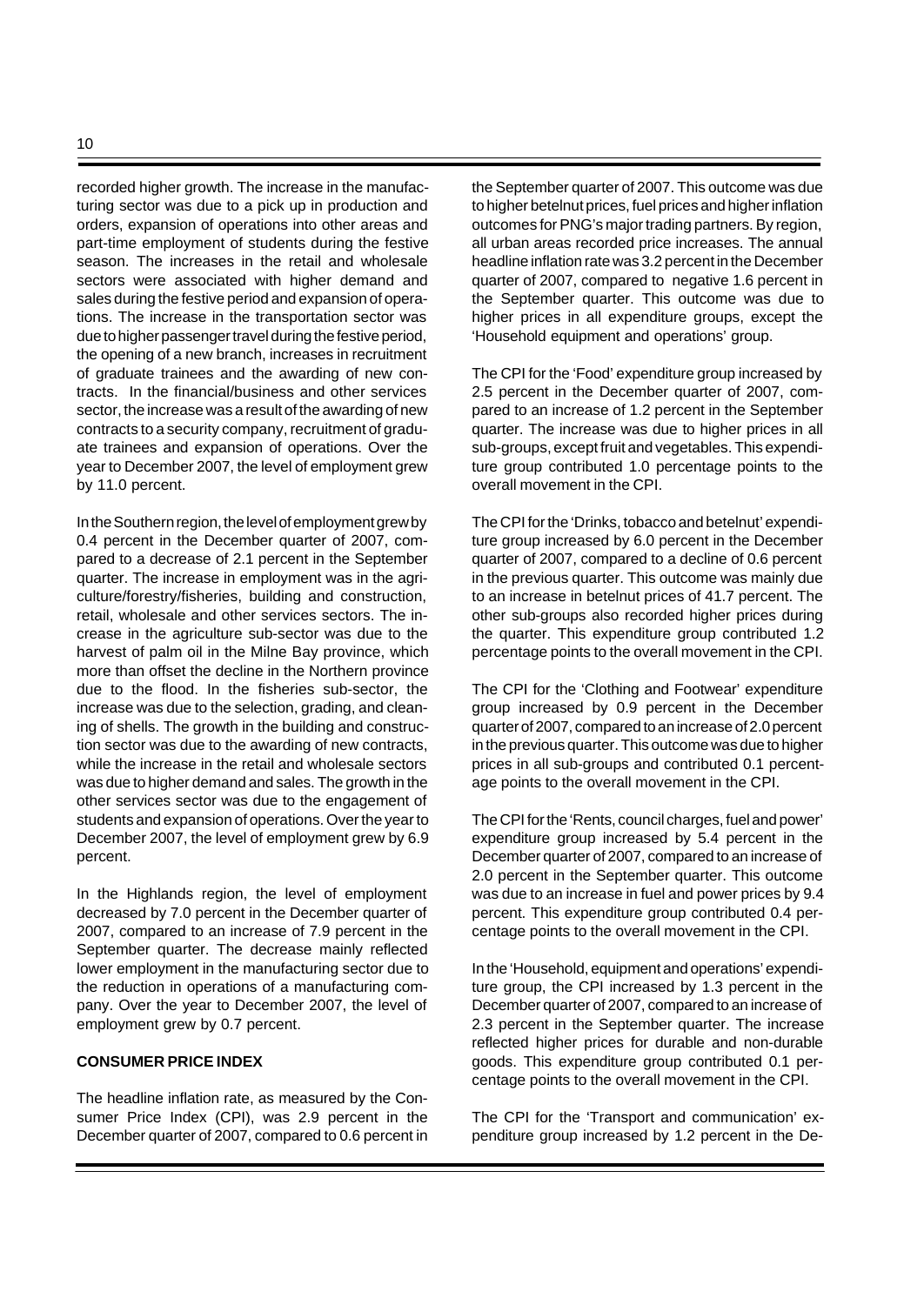recorded higher growth. The increase in the manufacturing sector was due to a pick up in production and orders, expansion of operations into other areas and part-time employment of students during the festive season. The increases in the retail and wholesale sectors were associated with higher demand and sales during the festive period and expansion of operations. The increase in the transportation sector was due to higher passenger travel during the festive period, the opening of a new branch, increases in recruitment of graduate trainees and the awarding of new contracts. In the financial/business and other services sector, the increase was a result of the awarding of new contracts to a security company, recruitment of graduate trainees and expansion of operations. Over the year to December 2007, the level of employment grew by 11.0 percent.

In the Southern region, the level of employment grew by 0.4 percent in the December quarter of 2007, compared to a decrease of 2.1 percent in the September quarter. The increase in employment was in the agriculture/forestry/fisheries, building and construction, retail, wholesale and other services sectors. The increase in the agriculture sub-sector was due to the harvest of palm oil in the Milne Bay province, which more than offset the decline in the Northern province due to the flood. In the fisheries sub-sector, the increase was due to the selection, grading, and cleaning of shells. The growth in the building and construction sector was due to the awarding of new contracts, while the increase in the retail and wholesale sectors was due to higher demand and sales. The growth in the other services sector was due to the engagement of students and expansion of operations. Over the year to December 2007, the level of employment grew by 6.9 percent.

In the Highlands region, the level of employment decreased by 7.0 percent in the December quarter of 2007, compared to an increase of 7.9 percent in the September quarter. The decrease mainly reflected lower employment in the manufacturing sector due to the reduction in operations of a manufacturing company. Over the year to December 2007, the level of employment grew by 0.7 percent.

**CONSUMER PRICE INDEX**

The headline inflation rate, as measured by the Consumer Price Index (CPI), was 2.9 percent in the December quarter of 2007, compared to 0.6 percent in the September quarter of 2007. This outcome was due to higher betelnut prices, fuel prices and higher inflation outcomes for PNG's major trading partners. By region, all urban areas recorded price increases. The annual headline inflation rate was 3.2 percent in the December quarter of 2007, compared to negative 1.6 percent in the September quarter. This outcome was due to higher prices in all expenditure groups, except the 'Household equipment and operations' group.

The CPI for the 'Food' expenditure group increased by 2.5 percent in the December quarter of 2007, compared to an increase of 1.2 percent in the September quarter. The increase was due to higher prices in all sub-groups, except fruit and vegetables. This expenditure group contributed 1.0 percentage points to the overall movement in the CPI.

The CPI for the 'Drinks, tobacco and betelnut' expenditure group increased by 6.0 percent in the December quarter of 2007, compared to a decline of 0.6 percent in the previous quarter. This outcome was mainly due to an increase in betelnut prices of 41.7 percent. The other sub-groups also recorded higher prices during the quarter. This expenditure group contributed 1.2 percentage points to the overall movement in the CPI.

The CPI for the 'Clothing and Footwear' expenditure group increased by 0.9 percent in the December quarter of 2007, compared to an increase of 2.0 percent in the previous quarter. This outcome was due to higher prices in all sub-groups and contributed 0.1 percentage points to the overall movement in the CPI.

The CPI for the 'Rents, council charges, fuel and power' expenditure group increased by 5.4 percent in the December quarter of 2007, compared to an increase of 2.0 percent in the September quarter. This outcome was due to an increase in fuel and power prices by 9.4 percent. This expenditure group contributed 0.4 percentage points to the overall movement in the CPI.

In the 'Household, equipment and operations' expenditure group, the CPI increased by 1.3 percent in the December quarter of 2007, compared to an increase of 2.3 percent in the September quarter. The increase reflected higher prices for durable and non-durable goods. This expenditure group contributed 0.1 percentage points to the overall movement in the CPI.

The CPI for the 'Transport and communication' expenditure group increased by 1.2 percent in the De-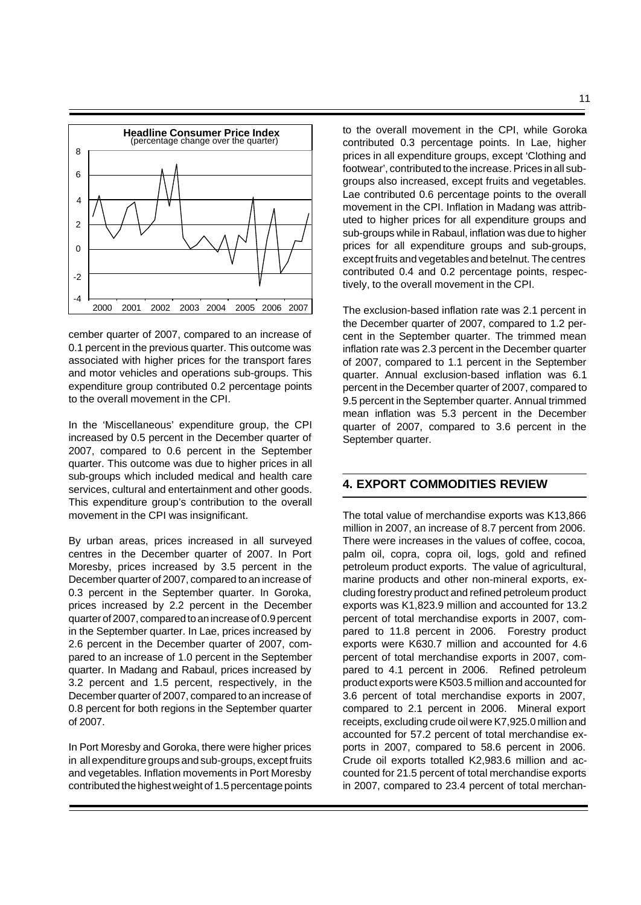cember quarter of 2007, compared to an increase of 0.1 percent in the previous quarter. This outcome was associated with higher prices for the transport fares and motor vehicles and operations sub-groups. This expenditure group contributed 0.2 percentage points to the overall movement in the CPI.

In the 'Miscellaneous' expenditure group, the CPI increased by 0.5 percent in the December quarter of 2007, compared to 0.6 percent in the September quarter. This outcome was due to higher prices in all sub-groups which included medical and health care services, cultural and entertainment and other goods. This expenditure group's contribution to the overall movement in the CPI was insignificant.

By urban areas, prices increased in all surveyed centres in the December quarter of 2007. In Port Moresby, prices increased by 3.5 percent in the December quarter of 2007, compared to an increase of 0.3 percent in the September quarter. In Goroka, prices increased by 2.2 percent in the December quarter of 2007, compared to an increase of 0.9 percent in the September quarter. In Lae, prices increased by 2.6 percent in the December quarter of 2007, compared to an increase of 1.0 percent in the September quarter. In Madang and Rabaul, prices increased by 3.2 percent and 1.5 percent, respectively, in the December quarter of 2007, compared to an increase of 0.8 percent for both regions in the September quarter of 2007.

In Port Moresby and Goroka, there were higher prices in all expenditure groups and sub-groups, except fruits and vegetables. Inflation movements in Port Moresby contributed the highest weight of 1.5 percentage points to the overall movement in the CPI, while Goroka contributed 0.3 percentage points. In Lae, higher prices in all expenditure groups, except 'Clothing and footwear', contributed to the increase. Prices in all sub-groups also increased, except fruits and vegetables. Lae contributed 0.6 percentage points to the overall movement in the CPI. Inflation in Madang was attributed to higher prices for all expenditure groups and sub-groups while in Rabaul, inflation was due to higher prices for all expenditure groups and sub-groups, except fruits and vegetables and betelnut. The centres contributed 0.4 and 0.2 percentage points, respectively, to the overall movement in the CPI.

The exclusion-based inflation rate was 2.1 percent in the December quarter of 2007, compared to 1.2 percent in the September quarter. The trimmed mean inflation rate was 2.3 percent in the December quarter of 2007, compared to 1.1 percent in the September quarter. Annual exclusion-based inflation was 6.1 percent in the December quarter of 2007, compared to 9.5 percent in the September quarter. Annual trimmed mean inflation was 5.3 percent in the December quarter of 2007, compared to 3.6 percent in the September quarter.

## 4. EXPORT COMMODITIES REVIEW

The total value of merchandise exports was K13,866 million in 2007, an increase of 8.7 percent from 2006. There were increases in the values of coffee, cocoa, palm oil, copra, copra oil, logs, gold and refined petroleum product exports. The value of agricultural, marine products and other non-mineral exports, excluding forestry product and refined petroleum product exports was K1,823.9 million and accounted for 13.2 percent of total merchandise exports in 2007, compared to 11.8 percent in 2006. Forestry product exports were K630.7 million and accounted for 4.6 percent of total merchandise exports in 2007, compared to 4.1 percent in 2006. Refined petroleum product exports were K503.5 million and accounted for 3.6 percent of total merchandise exports in 2007, compared to 2.1 percent in 2006. Mineral export receipts, excluding crude oil were K7,925.0 million and accounted for 57.2 percent of total merchandise exports in 2007, compared to 58.6 percent in 2006. Crude oil exports totalled K2,983.6 million and accounted for 21.5 percent of total merchandise exports in 2007, compared to 23.4 percent of total merchan-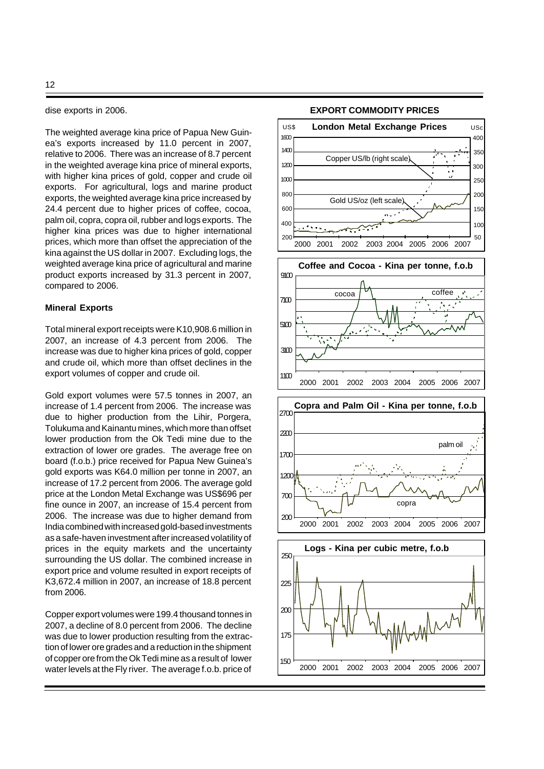dise exports in 2006.

The weighted average kina price of Papua New Guinea's exports increased by 11.0 percent in 2007, relative to 2006. There was an increase of 8.7 percent in the weighted average kina price of mineral exports, with higher kina prices of gold, copper and crude oil exports. For agricultural, logs and marine product exports, the weighted average kina price increased by 24.4 percent due to higher prices of coffee, cocoa, palm oil, copra, copra oil, rubber and logs exports. The higher kina prices was due to higher international prices, which more than offset the appreciation of the kina against the US dollar in 2007. Excluding logs, the weighted average kina price of agricultural and marine product exports increased by 31.3 percent in 2007, compared to 2006.

**Mineral Exports**

Total mineral export receipts were K10,908.6 million in 2007, an increase of 4.3 percent from 2006. The increase was due to higher kina prices of gold, copper and crude oil, which more than offset declines in the export volumes of copper and crude oil.

Gold export volumes were 57.5 tonnes in 2007, an increase of 1.4 percent from 2006. The increase was due to higher production from the Lihir, Porgera, Tolukuma and Kainantu mines, which more than offset lower production from the Ok Tedi mine due to the extraction of lower ore grades. The average free on board (f.o.b.) price received for Papua New Guinea's gold exports was K64.0 million per tonne in 2007, an increase of 17.2 percent from 2006. The average gold price at the London Metal Exchange was US$696 per fine ounce in 2007, an increase of 15.4 percent from 2006. The increase was due to higher demand from India combined with increased gold-based investments as a safe-haven investment after increased volatility of prices in the equity markets and the uncertainty surrounding the US dollar. The combined increase in export price and volume resulted in export receipts of K3,672.4 million in 2007, an increase of 18.8 percent from 2006.

Copper export volumes were 199.4 thousand tonnes in 2007, a decline of 8.0 percent from 2006. The decline was due to lower production resulting from the extraction of lower ore grades and a reduction in the shipment of copper ore from the Ok Tedi mine as a result of lower water levels at the Fly river. The average f.o.b. price of

**EXPORT COMMODITY PRICES**

**London Metal Exchange Prices**

**Coffee and Cocoa - Kina per tonne, f.o.b**

**Copra and Palm Oil - Kina per tonne, f.o.b**

**Logs - Kina per cubic metre, f.o.b**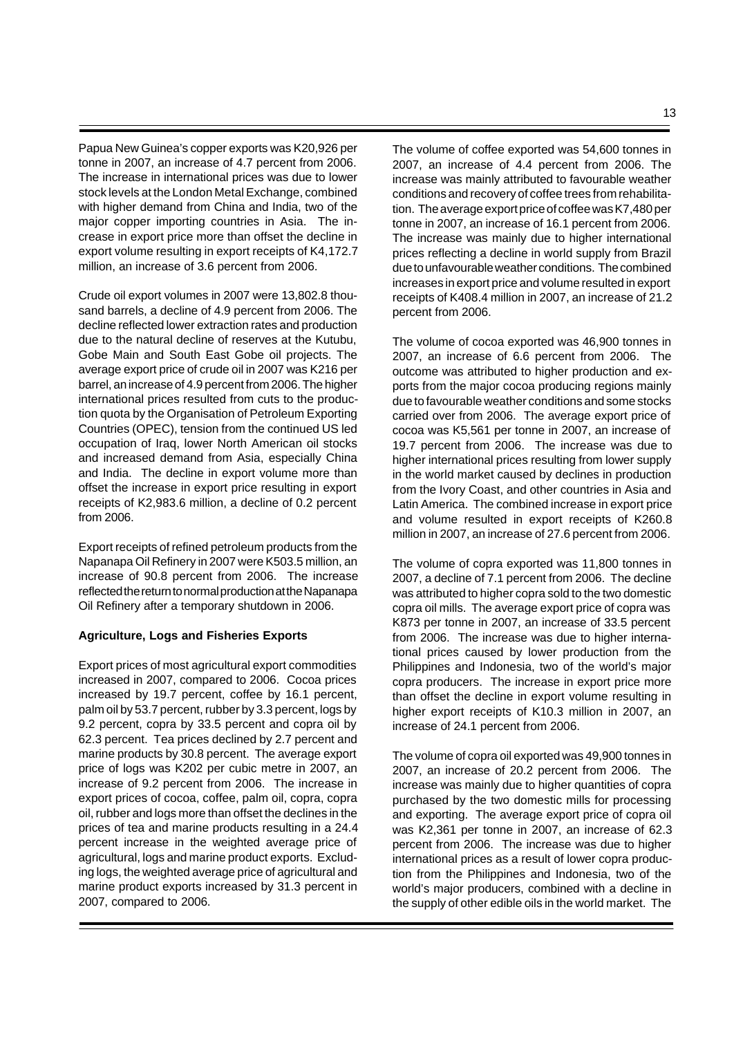Papua New Guinea's copper exports was K20,926 per tonne in 2007, an increase of 4.7 percent from 2006. The increase in international prices was due to lower stock levels at the London Metal Exchange, combined with higher demand from China and India, two of the major copper importing countries in Asia. The increase in export price more than offset the decline in export volume resulting in export receipts of K4,172.7 million, an increase of 3.6 percent from 2006.

Crude oil export volumes in 2007 were 13,802.8 thousand barrels, a decline of 4.9 percent from 2006. The decline reflected lower extraction rates and production due to the natural decline of reserves at the Kutubu, Gobe Main and South East Gobe oil projects. The average export price of crude oil in 2007 was K216 per barrel, an increase of 4.9 percent from 2006. The higher international prices resulted from cuts to the production quota by the Organisation of Petroleum Exporting Countries (OPEC), tension from the continued US led occupation of Iraq, lower North American oil stocks and increased demand from Asia, especially China and India. The decline in export volume more than offset the increase in export price resulting in export receipts of K2,983.6 million, a decline of 0.2 percent from 2006.

Export receipts of refined petroleum products from the Napanapa Oil Refinery in 2007 were K503.5 million, an increase of 90.8 percent from 2006. The increase reflected the return to normal production at the Napanapa Oil Refinery after a temporary shutdown in 2006.

**Agriculture, Logs and Fisheries Exports**

Export prices of most agricultural export commodities increased in 2007, compared to 2006. Cocoa prices increased by 19.7 percent, coffee by 16.1 percent, palm oil by 53.7 percent, rubber by 3.3 percent, logs by 9.2 percent, copra by 33.5 percent and copra oil by 62.3 percent. Tea prices declined by 2.7 percent and marine products by 30.8 percent. The average export price of logs was K202 per cubic metre in 2007, an increase of 9.2 percent from 2006. The increase in export prices of cocoa, coffee, palm oil, copra, copra oil, rubber and logs more than offset the declines in the prices of tea and marine products resulting in a 24.4 percent increase in the weighted average price of agricultural, logs and marine product exports. Excluding logs, the weighted average price of agricultural and marine product exports increased by 31.3 percent in 2007, compared to 2006.

The volume of coffee exported was 54,600 tonnes in 2007, an increase of 4.4 percent from 2006. The increase was mainly attributed to favourable weather conditions and recovery of coffee trees from rehabilitation. The average export price of coffee was K7,480 per tonne in 2007, an increase of 16.1 percent from 2006. The increase was mainly due to higher international prices reflecting a decline in world supply from Brazil due to unfavourable weather conditions. The combined increases in export price and volume resulted in export receipts of K408.4 million in 2007, an increase of 21.2 percent from 2006.

The volume of cocoa exported was 46,900 tonnes in 2007, an increase of 6.6 percent from 2006. The outcome was attributed to higher production and exports from the major cocoa producing regions mainly due to favourable weather conditions and some stocks carried over from 2006. The average export price of cocoa was K5,561 per tonne in 2007, an increase of 19.7 percent from 2006. The increase was due to higher international prices resulting from lower supply in the world market caused by declines in production from the Ivory Coast, and other countries in Asia and Latin America. The combined increase in export price and volume resulted in export receipts of K260.8 million in 2007, an increase of 27.6 percent from 2006.

The volume of copra exported was 11,800 tonnes in 2007, a decline of 7.1 percent from 2006. The decline was attributed to higher copra sold to the two domestic copra oil mills. The average export price of copra was K873 per tonne in 2007, an increase of 33.5 percent from 2006. The increase was due to higher international prices caused by lower production from the Philippines and Indonesia, two of the world's major copra producers. The increase in export price more than offset the decline in export volume resulting in higher export receipts of K10.3 million in 2007, an increase of 24.1 percent from 2006.

The volume of copra oil exported was 49,900 tonnes in 2007, an increase of 20.2 percent from 2006. The increase was mainly due to higher quantities of copra purchased by the two domestic mills for processing and exporting. The average export price of copra oil was K2,361 per tonne in 2007, an increase of 62.3 percent from 2006. The increase was due to higher international prices as a result of lower copra production from the Philippines and Indonesia, two of the world's major producers, combined with a decline in the supply of other edible oils in the world market. The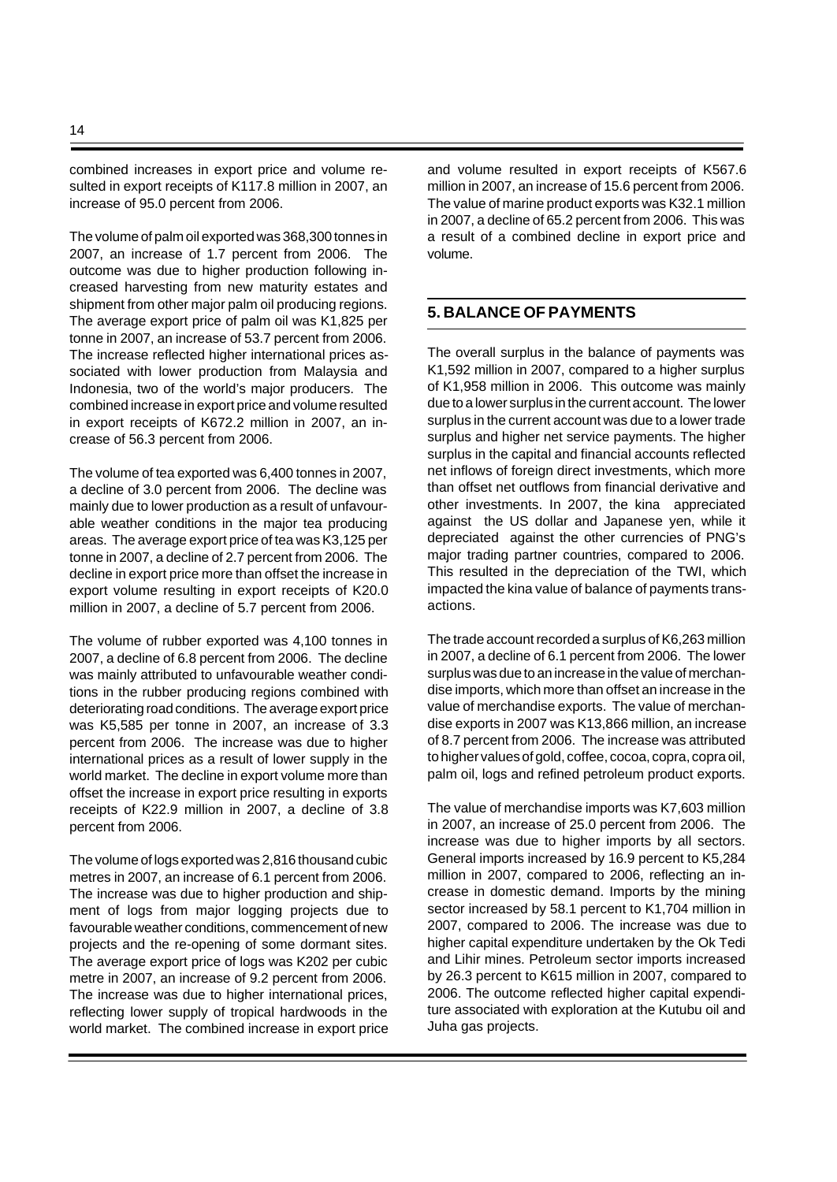combined increases in export price and volume resulted in export receipts of K117.8 million in 2007, an increase of 95.0 percent from 2006.

The volume of palm oil exported was 368,300 tonnes in 2007, an increase of 1.7 percent from 2006. The outcome was due to higher production following increased harvesting from new maturity estates and shipment from other major palm oil producing regions. The average export price of palm oil was K1,825 per tonne in 2007, an increase of 53.7 percent from 2006. The increase reflected higher international prices associated with lower production from Malaysia and Indonesia, two of the world's major producers. The combined increase in export price and volume resulted in export receipts of K672.2 million in 2007, an increase of 56.3 percent from 2006.

The volume of tea exported was 6,400 tonnes in 2007, a decline of 3.0 percent from 2006. The decline was mainly due to lower production as a result of unfavourable weather conditions in the major tea producing areas. The average export price of tea was K3,125 per tonne in 2007, a decline of 2.7 percent from 2006. The decline in export price more than offset the increase in export volume resulting in export receipts of K20.0 million in 2007, a decline of 5.7 percent from 2006.

The volume of rubber exported was 4,100 tonnes in 2007, a decline of 6.8 percent from 2006. The decline was mainly attributed to unfavourable weather conditions in the rubber producing regions combined with deteriorating road conditions. The average export price was K5,585 per tonne in 2007, an increase of 3.3 percent from 2006. The increase was due to higher international prices as a result of lower supply in the world market. The decline in export volume more than offset the increase in export price resulting in exports receipts of K22.9 million in 2007, a decline of 3.8 percent from 2006.

The volume of logs exported was 2,816 thousand cubic metres in 2007, an increase of 6.1 percent from 2006. The increase was due to higher production and shipment of logs from major logging projects due to favourable weather conditions, commencement of new projects and the re-opening of some dormant sites. The average export price of logs was K202 per cubic metre in 2007, an increase of 9.2 percent from 2006. The increase was due to higher international prices, reflecting lower supply of tropical hardwoods in the world market. The combined increase in export price and volume resulted in export receipts of K567.6 million in 2007, an increase of 15.6 percent from 2006. The value of marine product exports was K32.1 million in 2007, a decline of 65.2 percent from 2006. This was a result of a combined decline in export price and volume.

## 5. BALANCE OF PAYMENTS

The overall surplus in the balance of payments was K1,592 million in 2007, compared to a higher surplus of K1,958 million in 2006. This outcome was mainly due to a lower surplus in the current account. The lower surplus in the current account was due to a lower trade surplus and higher net service payments. The higher surplus in the capital and financial accounts reflected net inflows of foreign direct investments, which more than offset net outflows from financial derivative and other investments. In 2007, the kina appreciated against the US dollar and Japanese yen, while it depreciated against the other currencies of PNG's major trading partner countries, compared to 2006. This resulted in the depreciation of the TWI, which impacted the kina value of balance of payments transactions.

The trade account recorded a surplus of K6,263 million in 2007, a decline of 6.1 percent from 2006. The lower surplus was due to an increase in the value of merchandise imports, which more than offset an increase in the value of merchandise exports. The value of merchandise exports in 2007 was K13,866 million, an increase of 8.7 percent from 2006. The increase was attributed to higher values of gold, coffee, cocoa, copra, copra oil, palm oil, logs and refined petroleum product exports.

The value of merchandise imports was K7,603 million in 2007, an increase of 25.0 percent from 2006. The increase was due to higher imports by all sectors. General imports increased by 16.9 percent to K5,284 million in 2007, compared to 2006, reflecting an increase in domestic demand. Imports by the mining sector increased by 58.1 percent to K1,704 million in 2007, compared to 2006. The increase was due to higher capital expenditure undertaken by the Ok Tedi and Lihir mines. Petroleum sector imports increased by 26.3 percent to K615 million in 2007, compared to 2006. The outcome reflected higher capital expenditure associated with exploration at the Kutubu oil and Juha gas projects.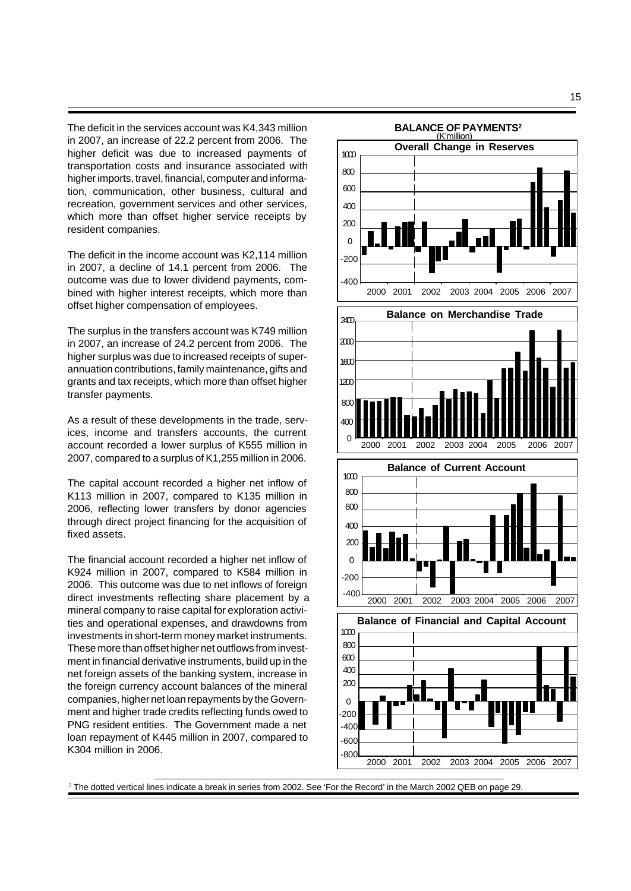The deficit in the services account was K4,343 million in 2007, an increase of 22.2 percent from 2006. The higher deficit was due to increased payments of transportation costs and insurance associated with higher imports, travel, financial, computer and information, communication, other business, cultural and recreation, government services and other services, which more than offset higher service receipts by resident companies.

The deficit in the income account was K2,114 million in 2007, a decline of 14.1 percent from 2006. The outcome was due to lower dividend payments, combined with higher interest receipts, which more than offset higher compensation of employees.

The surplus in the transfers account was K749 million in 2007, an increase of 24.2 percent from 2006. The higher surplus was due to increased receipts of superannuation contributions, family maintenance, gifts and grants and tax receipts, which more than offset higher transfer payments.

As a result of these developments in the trade, services, income and transfers accounts, the current account recorded a lower surplus of K555 million in 2007, compared to a surplus of K1,255 million in 2006.

The capital account recorded a higher net inflow of K113 million in 2007, compared to K135 million in 2006, reflecting lower transfers by donor agencies through direct project financing for the acquisition of fixed assets.

The financial account recorded a higher net inflow of K924 million in 2007, compared to K584 million in 2006. This outcome was due to net inflows of foreign direct investments reflecting share placement by a mineral company to raise capital for exploration activities and operational expenses, and drawdowns from investments in short-term money market instruments. These more than offset higher net outflows from investment in financial derivative instruments, build up in the net foreign assets of the banking system, increase in the foreign currency account balances of the mineral companies, higher net loan repayments by the Government and higher trade credits reflecting funds owed to PNG resident entities. The Government made a net loan repayment of K445 million in 2007, compared to K304 million in 2006.

**BALANCE OF PAYMENTS[2]**
(K'million)

Overall Change in Reserves

Balance on Merchandise Trade

Balance of Current Account

Balance of Financial and Capital Account

[2] The dotted vertical lines indicate a break in series from 2002. See 'For the Record' in the March 2002 QEB on page 29.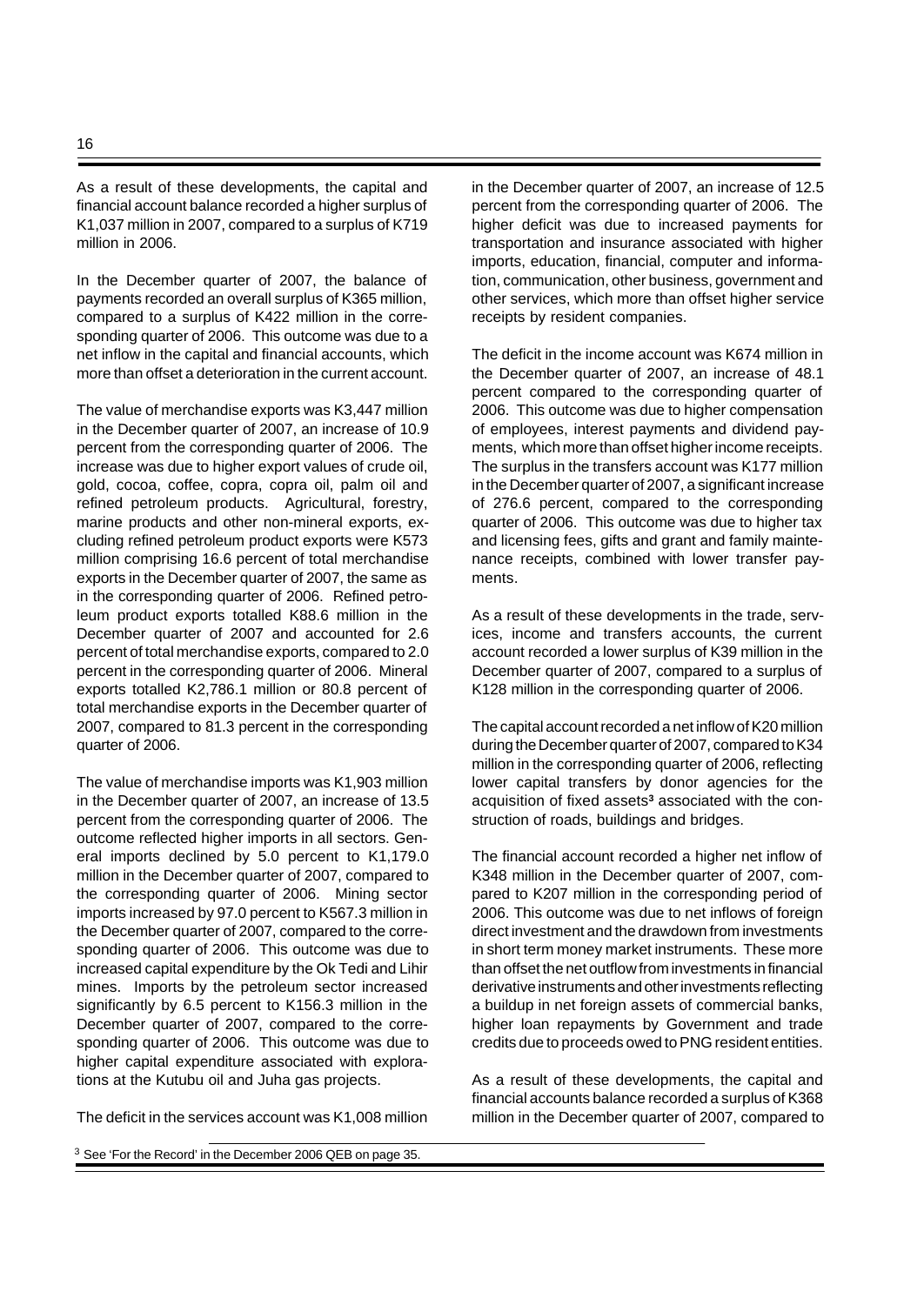As a result of these developments, the capital and financial account balance recorded a higher surplus of K1,037 million in 2007, compared to a surplus of K719 million in 2006.

In the December quarter of 2007, the balance of payments recorded an overall surplus of K365 million, compared to a surplus of K422 million in the corresponding quarter of 2006. This outcome was due to a net inflow in the capital and financial accounts, which more than offset a deterioration in the current account.

The value of merchandise exports was K3,447 million in the December quarter of 2007, an increase of 10.9 percent from the corresponding quarter of 2006. The increase was due to higher export values of crude oil, gold, cocoa, coffee, copra, copra oil, palm oil and refined petroleum products. Agricultural, forestry, marine products and other non-mineral exports, excluding refined petroleum product exports were K573 million comprising 16.6 percent of total merchandise exports in the December quarter of 2007, the same as in the corresponding quarter of 2006. Refined petroleum product exports totalled K88.6 million in the December quarter of 2007 and accounted for 2.6 percent of total merchandise exports, compared to 2.0 percent in the corresponding quarter of 2006. Mineral exports totalled K2,786.1 million or 80.8 percent of total merchandise exports in the December quarter of 2007, compared to 81.3 percent in the corresponding quarter of 2006.

The value of merchandise imports was K1,903 million in the December quarter of 2007, an increase of 13.5 percent from the corresponding quarter of 2006. The outcome reflected higher imports in all sectors. General imports declined by 5.0 percent to K1,179.0 million in the December quarter of 2007, compared to the corresponding quarter of 2006. Mining sector imports increased by 97.0 percent to K567.3 million in the December quarter of 2007, compared to the corresponding quarter of 2006. This outcome was due to increased capital expenditure by the Ok Tedi and Lihir mines. Imports by the petroleum sector increased significantly by 6.5 percent to K156.3 million in the December quarter of 2007, compared to the corresponding quarter of 2006. This outcome was due to higher capital expenditure associated with explorations at the Kutubu oil and Juha gas projects.

The deficit in the services account was K1,008 million in the December quarter of 2007, an increase of 12.5 percent from the corresponding quarter of 2006. The higher deficit was due to increased payments for transportation and insurance associated with higher imports, education, financial, computer and information, communication, other business, government and other services, which more than offset higher service receipts by resident companies.

The deficit in the income account was K674 million in the December quarter of 2007, an increase of 48.1 percent compared to the corresponding quarter of 2006. This outcome was due to higher compensation of employees, interest payments and dividend payments, which more than offset higher income receipts. The surplus in the transfers account was K177 million in the December quarter of 2007, a significant increase of 276.6 percent, compared to the corresponding quarter of 2006. This outcome was due to higher tax and licensing fees, gifts and grant and family maintenance receipts, combined with lower transfer payments.

As a result of these developments in the trade, services, income and transfers accounts, the current account recorded a lower surplus of K39 million in the December quarter of 2007, compared to a surplus of K128 million in the corresponding quarter of 2006.

The capital account recorded a net inflow of K20 million during the December quarter of 2007, compared to K34 million in the corresponding quarter of 2006, reflecting lower capital transfers by donor agencies for the acquisition of fixed assets[3] associated with the construction of roads, buildings and bridges.

The financial account recorded a higher net inflow of K348 million in the December quarter of 2007, compared to K207 million in the corresponding period of 2006. This outcome was due to net inflows of foreign direct investment and the drawdown from investments in short term money market instruments. These more than offset the net outflow from investments in financial derivative instruments and other investments reflecting a buildup in net foreign assets of commercial banks, higher loan repayments by Government and trade credits due to proceeds owed to PNG resident entities.

As a result of these developments, the capital and financial accounts balance recorded a surplus of K368 million in the December quarter of 2007, compared to

[3] See 'For the Record' in the December 2006 QEB on page 35.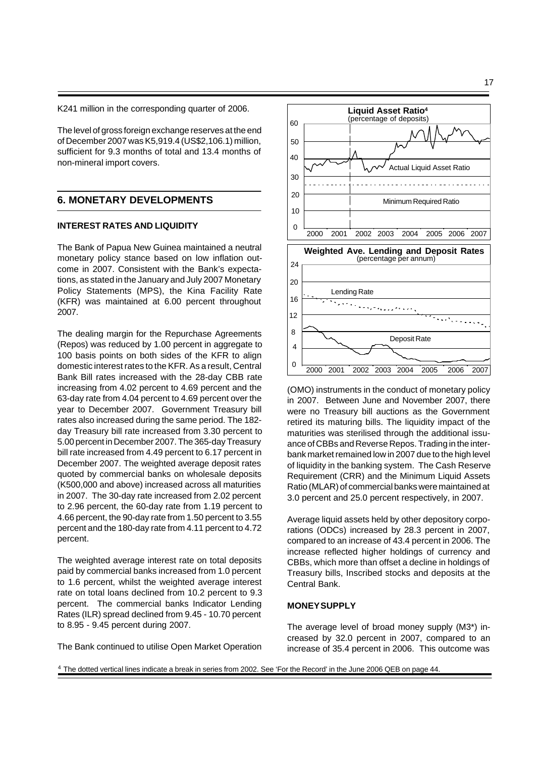K241 million in the corresponding quarter of 2006.

The level of gross foreign exchange reserves at the end of December 2007 was K5,919.4 (US$2,106.1) million, sufficient for 9.3 months of total and 13.4 months of non-mineral import covers.

## 6. MONETARY DEVELOPMENTS

### INTEREST RATES AND LIQUIDITY

The Bank of Papua New Guinea maintained a neutral monetary policy stance based on low inflation outcome in 2007. Consistent with the Bank's expectations, as stated in the January and July 2007 Monetary Policy Statements (MPS), the Kina Facility Rate (KFR) was maintained at 6.00 percent throughout 2007.

The dealing margin for the Repurchase Agreements (Repos) was reduced by 1.00 percent in aggregate to 100 basis points on both sides of the KFR to align domestic interest rates to the KFR. As a result, Central Bank Bill rates increased with the 28-day CBB rate increasing from 4.02 percent to 4.69 percent and the 63-day rate from 4.04 percent to 4.69 percent over the year to December 2007. Government Treasury bill rates also increased during the same period. The 182-day Treasury bill rate increased from 3.30 percent to 5.00 percent in December 2007. The 365-day Treasury bill rate increased from 4.49 percent to 6.17 percent in December 2007. The weighted average deposit rates quoted by commercial banks on wholesale deposits (K500,000 and above) increased across all maturities in 2007. The 30-day rate increased from 2.02 percent to 2.96 percent, the 60-day rate from 1.19 percent to 4.66 percent, the 90-day rate from 1.50 percent to 3.55 percent and the 180-day rate from 4.11 percent to 4.72 percent.

The weighted average interest rate on total deposits paid by commercial banks increased from 1.0 percent to 1.6 percent, whilst the weighted average interest rate on total loans declined from 10.2 percent to 9.3 percent. The commercial banks Indicator Lending Rates (ILR) spread declined from 9.45 - 10.70 percent to 8.95 - 9.45 percent during 2007.

The Bank continued to utilise Open Market Operation (OMO) instruments in the conduct of monetary policy in 2007. Between June and November 2007, there were no Treasury bill auctions as the Government retired its maturing bills. The liquidity impact of the maturities was sterilised through the additional issuance of CBBs and Reverse Repos. Trading in the inter-bank market remained low in 2007 due to the high level of liquidity in the banking system. The Cash Reserve Requirement (CRR) and the Minimum Liquid Assets Ratio (MLAR) of commercial banks were maintained at 3.0 percent and 25.0 percent respectively, in 2007.

Average liquid assets held by other depository corporations (ODCs) increased by 28.3 percent in 2007, compared to an increase of 43.4 percent in 2006. The increase reflected higher holdings of currency and CBBs, which more than offset a decline in holdings of Treasury bills, Inscribed stocks and deposits at the Central Bank.

### MONEY SUPPLY

The average level of broad money supply (M3*) increased by 32.0 percent in 2007, compared to an increase of 35.4 percent in 2006. This outcome was

**Liquid Asset Ratio**[4]
(percentage of deposits)

**Weighted Ave. Lending and Deposit Rates**
(percentage per annum)

[4] The dotted vertical lines indicate a break in series from 2002. See 'For the Record' in the June 2006 QEB on page 44.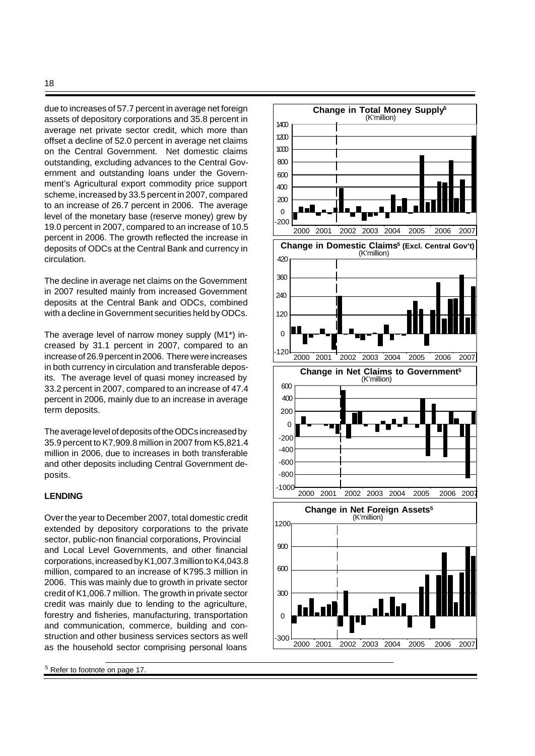due to increases of 57.7 percent in average net foreign assets of depository corporations and 35.8 percent in average net private sector credit, which more than offset a decline of 52.0 percent in average net claims on the Central Government. Net domestic claims outstanding, excluding advances to the Central Government and outstanding loans under the Government's Agricultural export commodity price support scheme, increased by 33.5 percent in 2007, compared to an increase of 26.7 percent in 2006. The average level of the monetary base (reserve money) grew by 19.0 percent in 2007, compared to an increase of 10.5 percent in 2006. The growth reflected the increase in deposits of ODCs at the Central Bank and currency in circulation.

The decline in average net claims on the Government in 2007 resulted mainly from increased Government deposits at the Central Bank and ODCs, combined with a decline in Government securities held by ODCs.

The average level of narrow money supply (M1*) increased by 31.1 percent in 2007, compared to an increase of 26.9 percent in 2006. There were increases in both currency in circulation and transferable deposits. The average level of quasi money increased by 33.2 percent in 2007, compared to an increase of 47.4 percent in 2006, mainly due to an increase in average term deposits.

The average level of deposits of the ODCs increased by 35.9 percent to K7,909.8 million in 2007 from K5,821.4 million in 2006, due to increases in both transferable and other deposits including Central Government deposits.

**LENDING**

Over the year to December 2007, total domestic credit extended by depository corporations to the private sector, public-non financial corporations, Provincial and Local Level Governments, and other financial corporations, increased by K1,007.3 million to K4,043.8 million, compared to an increase of K795.3 million in 2006. This was mainly due to growth in private sector credit of K1,006.7 million. The growth in private sector credit was mainly due to lending to the agriculture, forestry and fisheries, manufacturing, transportation and communication, commerce, building and construction and other business services sectors as well as the household sector comprising personal loans

**Change in Total Money Supply[5]** (K'million)

**Change in Domestic Claims[5] (Excl. Central Gov't)** (K'million)

**Change in Net Claims to Government[5]** (K'million)

**Change in Net Foreign Assets[5]** (K'million)

[5] Refer to footnote on page 17.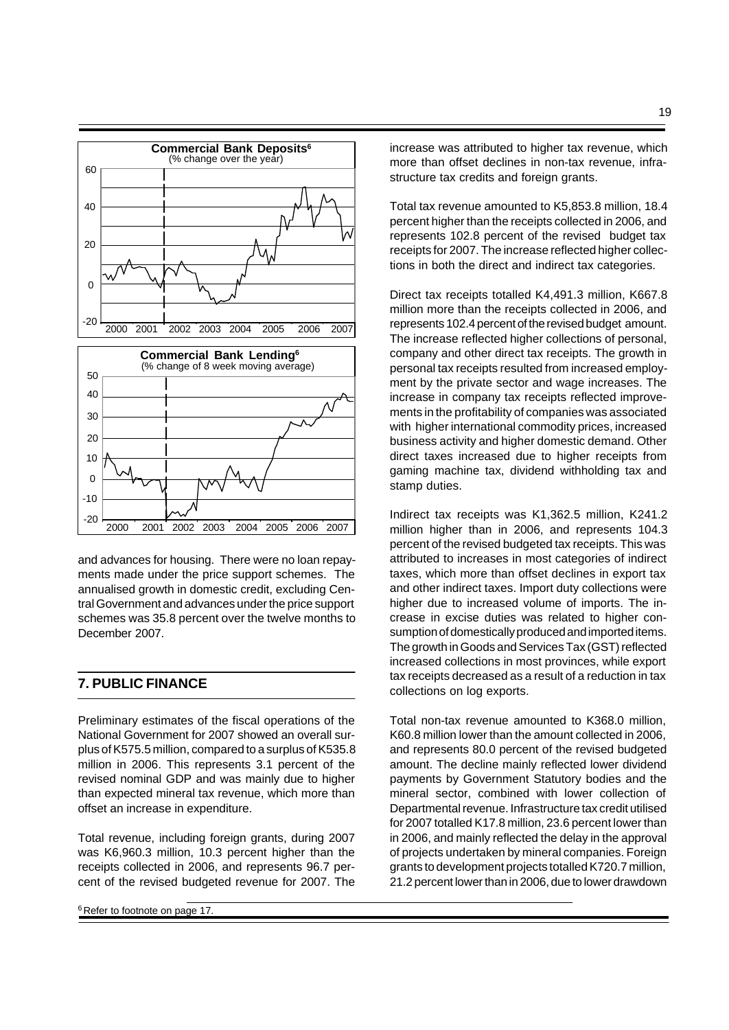**Commercial Bank Deposits**[6]
(% change over the year)

**Commercial Bank Lending**[6]
(% change of 8 week moving average)

and advances for housing. There were no loan repayments made under the price support schemes. The annualised growth in domestic credit, excluding Central Government and advances under the price support schemes was 35.8 percent over the twelve months to December 2007.

## 7. PUBLIC FINANCE

Preliminary estimates of the fiscal operations of the National Government for 2007 showed an overall surplus of K575.5 million, compared to a surplus of K535.8 million in 2006. This represents 3.1 percent of the revised nominal GDP and was mainly due to higher than expected mineral tax revenue, which more than offset an increase in expenditure.

Total revenue, including foreign grants, during 2007 was K6,960.3 million, 10.3 percent higher than the receipts collected in 2006, and represents 96.7 percent of the revised budgeted revenue for 2007. The increase was attributed to higher tax revenue, which more than offset declines in non-tax revenue, infrastructure tax credits and foreign grants.

Total tax revenue amounted to K5,853.8 million, 18.4 percent higher than the receipts collected in 2006, and represents 102.8 percent of the revised budget tax receipts for 2007. The increase reflected higher collections in both the direct and indirect tax categories.

Direct tax receipts totalled K4,491.3 million, K667.8 million more than the receipts collected in 2006, and represents 102.4 percent of the revised budget amount. The increase reflected higher collections of personal, company and other direct tax receipts. The growth in personal tax receipts resulted from increased employment by the private sector and wage increases. The increase in company tax receipts reflected improvements in the profitability of companies was associated with higher international commodity prices, increased business activity and higher domestic demand. Other direct taxes increased due to higher receipts from gaming machine tax, dividend withholding tax and stamp duties.

Indirect tax receipts was K1,362.5 million, K241.2 million higher than in 2006, and represents 104.3 percent of the revised budgeted tax receipts. This was attributed to increases in most categories of indirect taxes, which more than offset declines in export tax and other indirect taxes. Import duty collections were higher due to increased volume of imports. The increase in excise duties was related to higher consumption of domestically produced and imported items. The growth in Goods and Services Tax (GST) reflected increased collections in most provinces, while export tax receipts decreased as a result of a reduction in tax collections on log exports.

Total non-tax revenue amounted to K368.0 million, K60.8 million lower than the amount collected in 2006, and represents 80.0 percent of the revised budgeted amount. The decline mainly reflected lower dividend payments by Government Statutory bodies and the mineral sector, combined with lower collection of Departmental revenue. Infrastructure tax credit utilised for 2007 totalled K17.8 million, 23.6 percent lower than in 2006, and mainly reflected the delay in the approval of projects undertaken by mineral companies. Foreign grants to development projects totalled K720.7 million, 21.2 percent lower than in 2006, due to lower drawdown

[6] Refer to footnote on page 17.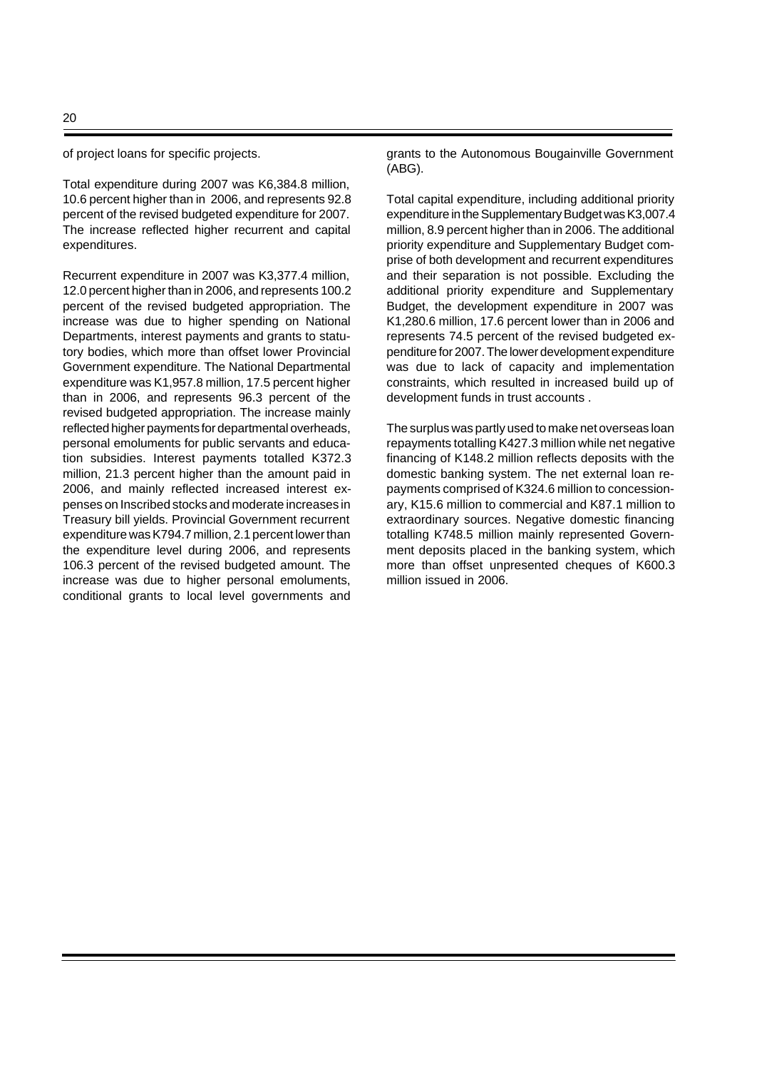of project loans for specific projects.

Total expenditure during 2007 was K6,384.8 million, 10.6 percent higher than in 2006, and represents 92.8 percent of the revised budgeted expenditure for 2007. The increase reflected higher recurrent and capital expenditures.

Recurrent expenditure in 2007 was K3,377.4 million, 12.0 percent higher than in 2006, and represents 100.2 percent of the revised budgeted appropriation. The increase was due to higher spending on National Departments, interest payments and grants to statutory bodies, which more than offset lower Provincial Government expenditure. The National Departmental expenditure was K1,957.8 million, 17.5 percent higher than in 2006, and represents 96.3 percent of the revised budgeted appropriation. The increase mainly reflected higher payments for departmental overheads, personal emoluments for public servants and education subsidies. Interest payments totalled K372.3 million, 21.3 percent higher than the amount paid in 2006, and mainly reflected increased interest expenses on Inscribed stocks and moderate increases in Treasury bill yields. Provincial Government recurrent expenditure was K794.7 million, 2.1 percent lower than the expenditure level during 2006, and represents 106.3 percent of the revised budgeted amount. The increase was due to higher personal emoluments, conditional grants to local level governments and grants to the Autonomous Bougainville Government (ABG).

Total capital expenditure, including additional priority expenditure in the Supplementary Budget was K3,007.4 million, 8.9 percent higher than in 2006. The additional priority expenditure and Supplementary Budget comprise of both development and recurrent expenditures and their separation is not possible. Excluding the additional priority expenditure and Supplementary Budget, the development expenditure in 2007 was K1,280.6 million, 17.6 percent lower than in 2006 and represents 74.5 percent of the revised budgeted expenditure for 2007. The lower development expenditure was due to lack of capacity and implementation constraints, which resulted in increased build up of development funds in trust accounts .

The surplus was partly used to make net overseas loan repayments totalling K427.3 million while net negative financing of K148.2 million reflects deposits with the domestic banking system. The net external loan repayments comprised of K324.6 million to concessionary, K15.6 million to commercial and K87.1 million to extraordinary sources. Negative domestic financing totalling K748.5 million mainly represented Government deposits placed in the banking system, which more than offset unpresented cheques of K600.3 million issued in 2006.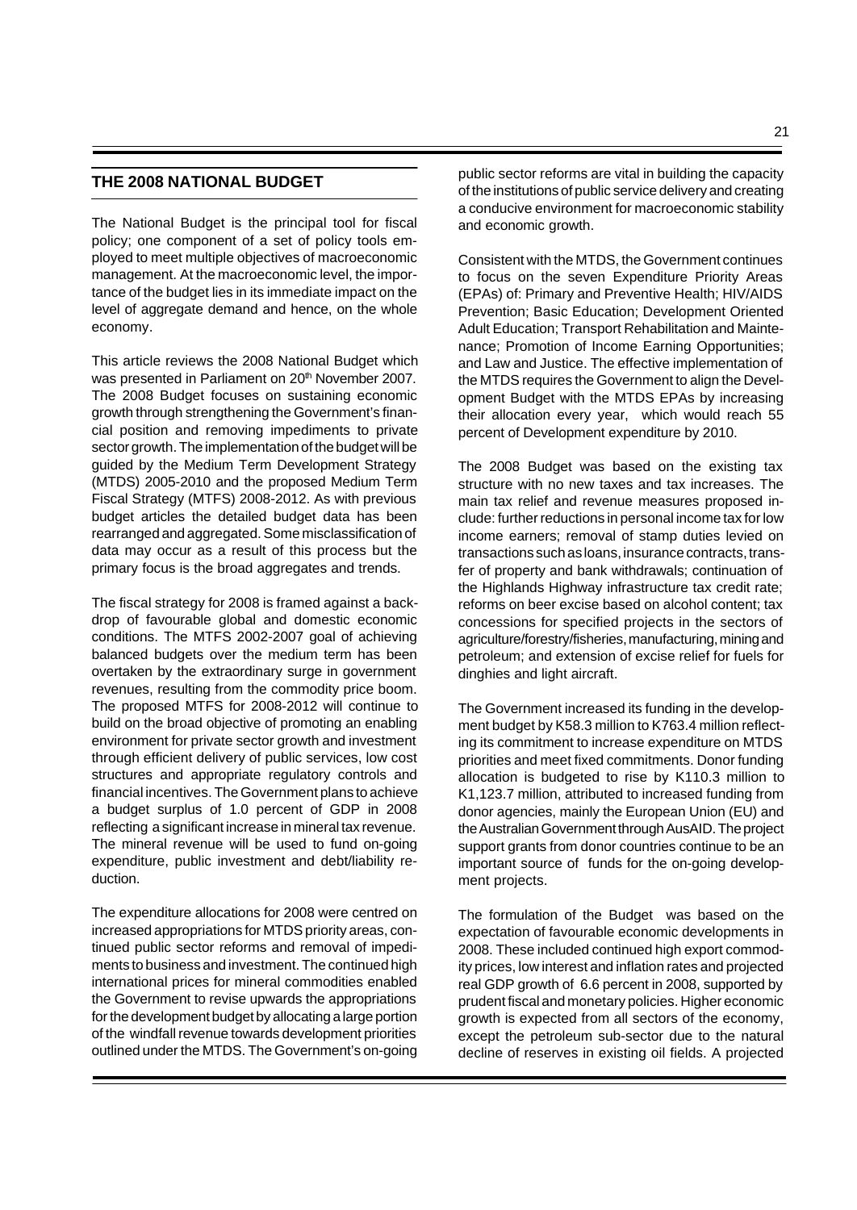## THE 2008 NATIONAL BUDGET

The National Budget is the principal tool for fiscal policy; one component of a set of policy tools employed to meet multiple objectives of macroeconomic management. At the macroeconomic level, the importance of the budget lies in its immediate impact on the level of aggregate demand and hence, on the whole economy.

This article reviews the 2008 National Budget which was presented in Parliament on 20th November 2007. The 2008 Budget focuses on sustaining economic growth through strengthening the Government's financial position and removing impediments to private sector growth. The implementation of the budget will be guided by the Medium Term Development Strategy (MTDS) 2005-2010 and the proposed Medium Term Fiscal Strategy (MTFS) 2008-2012. As with previous budget articles the detailed budget data has been rearranged and aggregated. Some misclassification of data may occur as a result of this process but the primary focus is the broad aggregates and trends.

The fiscal strategy for 2008 is framed against a backdrop of favourable global and domestic economic conditions. The MTFS 2002-2007 goal of achieving balanced budgets over the medium term has been overtaken by the extraordinary surge in government revenues, resulting from the commodity price boom. The proposed MTFS for 2008-2012 will continue to build on the broad objective of promoting an enabling environment for private sector growth and investment through efficient delivery of public services, low cost structures and appropriate regulatory controls and financial incentives. The Government plans to achieve a budget surplus of 1.0 percent of GDP in 2008 reflecting a significant increase in mineral tax revenue. The mineral revenue will be used to fund on-going expenditure, public investment and debt/liability reduction.

The expenditure allocations for 2008 were centred on increased appropriations for MTDS priority areas, continued public sector reforms and removal of impediments to business and investment. The continued high international prices for mineral commodities enabled the Government to revise upwards the appropriations for the development budget by allocating a large portion of the windfall revenue towards development priorities outlined under the MTDS. The Government's on-going public sector reforms are vital in building the capacity of the institutions of public service delivery and creating a conducive environment for macroeconomic stability and economic growth.

Consistent with the MTDS, the Government continues to focus on the seven Expenditure Priority Areas (EPAs) of: Primary and Preventive Health; HIV/AIDS Prevention; Basic Education; Development Oriented Adult Education; Transport Rehabilitation and Maintenance; Promotion of Income Earning Opportunities; and Law and Justice. The effective implementation of the MTDS requires the Government to align the Development Budget with the MTDS EPAs by increasing their allocation every year, which would reach 55 percent of Development expenditure by 2010.

The 2008 Budget was based on the existing tax structure with no new taxes and tax increases. The main tax relief and revenue measures proposed include: further reductions in personal income tax for low income earners; removal of stamp duties levied on transactions such as loans, insurance contracts, transfer of property and bank withdrawals; continuation of the Highlands Highway infrastructure tax credit rate; reforms on beer excise based on alcohol content; tax concessions for specified projects in the sectors of agriculture/forestry/fisheries, manufacturing, mining and petroleum; and extension of excise relief for fuels for dinghies and light aircraft.

The Government increased its funding in the development budget by K58.3 million to K763.4 million reflecting its commitment to increase expenditure on MTDS priorities and meet fixed commitments. Donor funding allocation is budgeted to rise by K110.3 million to K1,123.7 million, attributed to increased funding from donor agencies, mainly the European Union (EU) and the Australian Government through AusAID. The project support grants from donor countries continue to be an important source of funds for the on-going development projects.

The formulation of the Budget was based on the expectation of favourable economic developments in 2008. These included continued high export commodity prices, low interest and inflation rates and projected real GDP growth of 6.6 percent in 2008, supported by prudent fiscal and monetary policies. Higher economic growth is expected from all sectors of the economy, except the petroleum sub-sector due to the natural decline of reserves in existing oil fields. A projected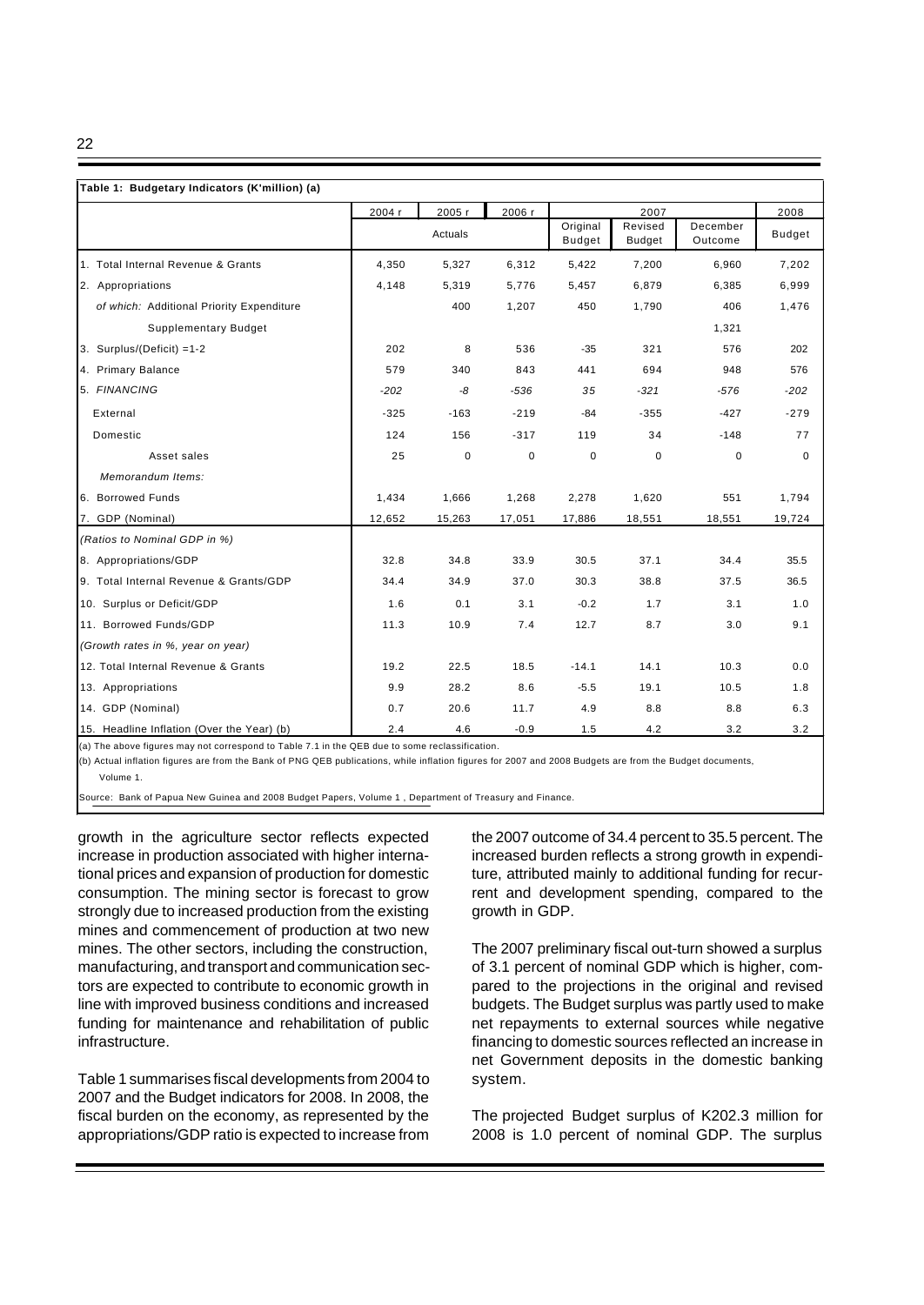**Table 1: Budgetary Indicators (K'million) (a)**

| | 2004 r | 2005 r | 2006 r | 2007 | | | 2008 |
|---|---|---|---|---|---|---|---|
| | | Actuals | | Original Budget | Revised Budget | December Outcome | Budget |
| 1. Total Internal Revenue & Grants | 4,350 | 5,327 | 6,312 | 5,422 | 7,200 | 6,960 | 7,202 |
| 2. Appropriations | 4,148 | 5,319 | 5,776 | 5,457 | 6,879 | 6,385 | 6,999 |
| *of which:* Additional Priority Expenditure | | 400 | 1,207 | 450 | 1,790 | 406 | 1,476 |
| Supplementary Budget | | | | | | 1,321 | |
| 3. Surplus/(Deficit) =1-2 | 202 | 8 | 536 | -35 | 321 | 576 | 202 |
| 4. Primary Balance | 579 | 340 | 843 | 441 | 694 | 948 | 576 |
| 5. *FINANCING* | *-202* | *-8* | *-536* | *35* | *-321* | *-576* | *-202* |
| External | -325 | -163 | -219 | -84 | -355 | -427 | -279 |
| Domestic | 124 | 156 | -317 | 119 | 34 | -148 | 77 |
| Asset sales | 25 | 0 | 0 | 0 | 0 | 0 | 0 |
| *Memorandum Items:* | | | | | | | |
| 6. Borrowed Funds | 1,434 | 1,666 | 1,268 | 2,278 | 1,620 | 551 | 1,794 |
| 7. GDP (Nominal) | 12,652 | 15,263 | 17,051 | 17,886 | 18,551 | 18,551 | 19,724 |
| *(Ratios to Nominal GDP in %)* | | | | | | | |
| 8. Appropriations/GDP | 32.8 | 34.8 | 33.9 | 30.5 | 37.1 | 34.4 | 35.5 |
| 9. Total Internal Revenue & Grants/GDP | 34.4 | 34.9 | 37.0 | 30.3 | 38.8 | 37.5 | 36.5 |
| 10. Surplus or Deficit/GDP | 1.6 | 0.1 | 3.1 | -0.2 | 1.7 | 3.1 | 1.0 |
| 11. Borrowed Funds/GDP | 11.3 | 10.9 | 7.4 | 12.7 | 8.7 | 3.0 | 9.1 |
| *(Growth rates in %, year on year)* | | | | | | | |
| 12. Total Internal Revenue & Grants | 19.2 | 22.5 | 18.5 | -14.1 | 14.1 | 10.3 | 0.0 |
| 13. Appropriations | 9.9 | 28.2 | 8.6 | -5.5 | 19.1 | 10.5 | 1.8 |
| 14. GDP (Nominal) | 0.7 | 20.6 | 11.7 | 4.9 | 8.8 | 8.8 | 6.3 |
| 15. Headline Inflation (Over the Year) (b) | 2.4 | 4.6 | -0.9 | 1.5 | 4.2 | 3.2 | 3.2 |

(a) The above figures may not correspond to Table 7.1 in the QEB due to some reclassification.

(b) Actual inflation figures are from the Bank of PNG QEB publications, while inflation figures for 2007 and 2008 Budgets are from the Budget documents, Volume 1.

Source: Bank of Papua New Guinea and 2008 Budget Papers, Volume 1 , Department of Treasury and Finance.

growth in the agriculture sector reflects expected increase in production associated with higher international prices and expansion of production for domestic consumption. The mining sector is forecast to grow strongly due to increased production from the existing mines and commencement of production at two new mines. The other sectors, including the construction, manufacturing, and transport and communication sectors are expected to contribute to economic growth in line with improved business conditions and increased funding for maintenance and rehabilitation of public infrastructure.

Table 1 summarises fiscal developments from 2004 to 2007 and the Budget indicators for 2008. In 2008, the fiscal burden on the economy, as represented by the appropriations/GDP ratio is expected to increase from the 2007 outcome of 34.4 percent to 35.5 percent. The increased burden reflects a strong growth in expenditure, attributed mainly to additional funding for recurrent and development spending, compared to the growth in GDP.

The 2007 preliminary fiscal out-turn showed a surplus of 3.1 percent of nominal GDP which is higher, compared to the projections in the original and revised budgets. The Budget surplus was partly used to make net repayments to external sources while negative financing to domestic sources reflected an increase in net Government deposits in the domestic banking system.

The projected Budget surplus of K202.3 million for 2008 is 1.0 percent of nominal GDP. The surplus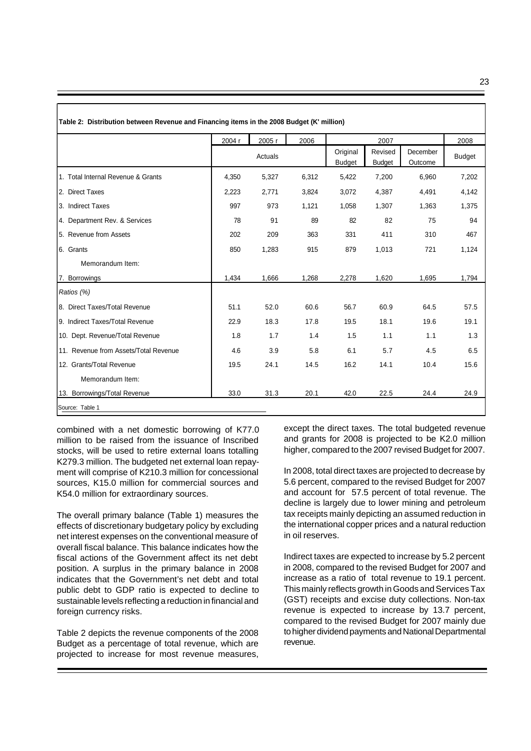**Table 2: Distribution between Revenue and Financing items in the 2008 Budget (K' million)**

| | 2004 r | 2005 r | 2006 | 2007 | | | 2008 |
|---|---|---|---|---|---|---|---|
| | Actuals | | | Original Budget | Revised Budget | December Outcome | Budget |
| 1. Total Internal Revenue & Grants | 4,350 | 5,327 | 6,312 | 5,422 | 7,200 | 6,960 | 7,202 |
| 2. Direct Taxes | 2,223 | 2,771 | 3,824 | 3,072 | 4,387 | 4,491 | 4,142 |
| 3. Indirect Taxes | 997 | 973 | 1,121 | 1,058 | 1,307 | 1,363 | 1,375 |
| 4. Department Rev. & Services | 78 | 91 | 89 | 82 | 82 | 75 | 94 |
| 5. Revenue from Assets | 202 | 209 | 363 | 331 | 411 | 310 | 467 |
| 6. Grants | 850 | 1,283 | 915 | 879 | 1,013 | 721 | 1,124 |
| Memorandum Item: | | | | | | | |
| 7. Borrowings | 1,434 | 1,666 | 1,268 | 2,278 | 1,620 | 1,695 | 1,794 |
| *Ratios (%)* | | | | | | | |
| 8. Direct Taxes/Total Revenue | 51.1 | 52.0 | 60.6 | 56.7 | 60.9 | 64.5 | 57.5 |
| 9. Indirect Taxes/Total Revenue | 22.9 | 18.3 | 17.8 | 19.5 | 18.1 | 19.6 | 19.1 |
| 10. Dept. Revenue/Total Revenue | 1.8 | 1.7 | 1.4 | 1.5 | 1.1 | 1.1 | 1.3 |
| 11. Revenue from Assets/Total Revenue | 4.6 | 3.9 | 5.8 | 6.1 | 5.7 | 4.5 | 6.5 |
| 12. Grants/Total Revenue | 19.5 | 24.1 | 14.5 | 16.2 | 14.1 | 10.4 | 15.6 |
| Memorandum Item: | | | | | | | |
| 13. Borrowings/Total Revenue | 33.0 | 31.3 | 20.1 | 42.0 | 22.5 | 24.4 | 24.9 |

Source: Table 1

combined with a net domestic borrowing of K77.0 million to be raised from the issuance of Inscribed stocks, will be used to retire external loans totalling K279.3 million. The budgeted net external loan repayment will comprise of K210.3 million for concessional sources, K15.0 million for commercial sources and K54.0 million for extraordinary sources.

The overall primary balance (Table 1) measures the effects of discretionary budgetary policy by excluding net interest expenses on the conventional measure of overall fiscal balance. This balance indicates how the fiscal actions of the Government affect its net debt position. A surplus in the primary balance in 2008 indicates that the Government's net debt and total public debt to GDP ratio is expected to decline to sustainable levels reflecting a reduction in financial and foreign currency risks.

Table 2 depicts the revenue components of the 2008 Budget as a percentage of total revenue, which are projected to increase for most revenue measures, except the direct taxes. The total budgeted revenue and grants for 2008 is projected to be K2.0 million higher, compared to the 2007 revised Budget for 2007.

In 2008, total direct taxes are projected to decrease by 5.6 percent, compared to the revised Budget for 2007 and account for 57.5 percent of total revenue. The decline is largely due to lower mining and petroleum tax receipts mainly depicting an assumed reduction in the international copper prices and a natural reduction in oil reserves.

Indirect taxes are expected to increase by 5.2 percent in 2008, compared to the revised Budget for 2007 and increase as a ratio of total revenue to 19.1 percent. This mainly reflects growth in Goods and Services Tax (GST) receipts and excise duty collections. Non-tax revenue is expected to increase by 13.7 percent, compared to the revised Budget for 2007 mainly due to higher dividend payments and National Departmental revenue.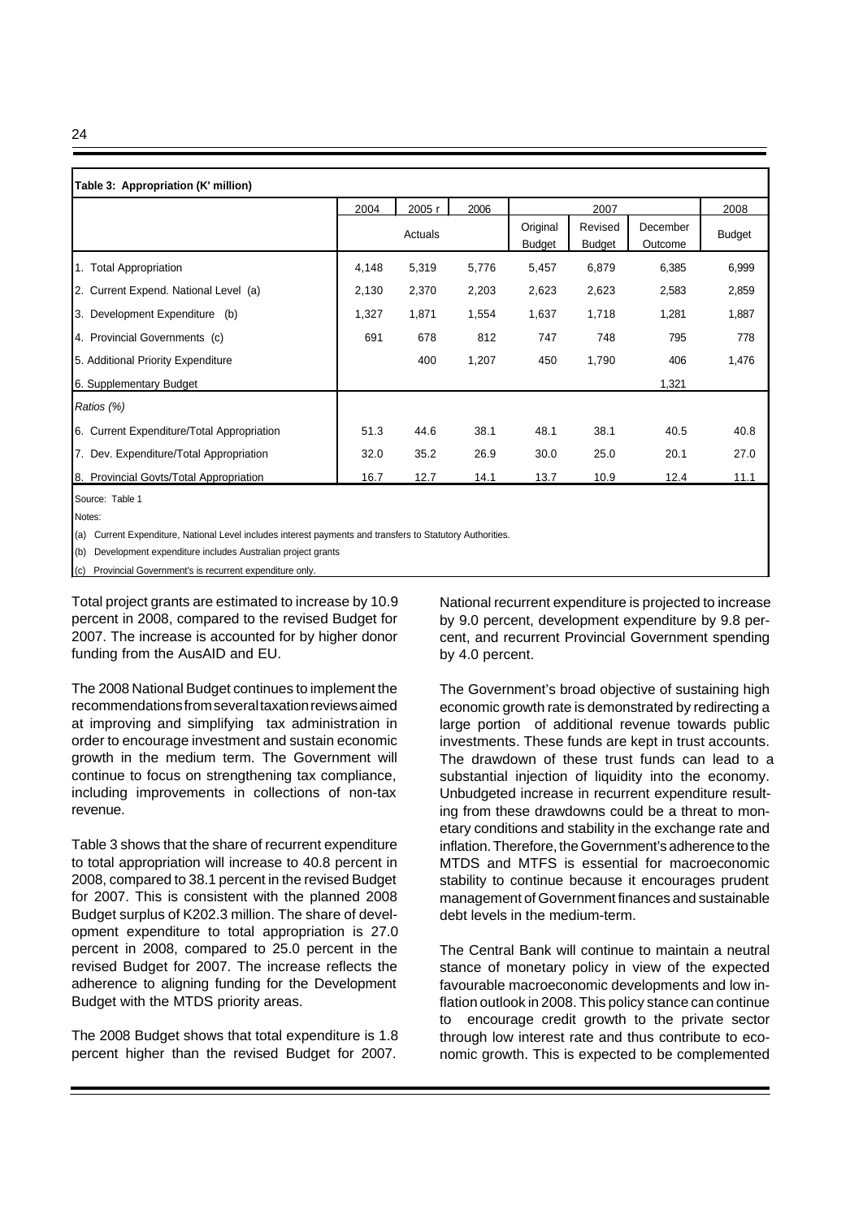**Table 3: Appropriation (K' million)**

| | 2004 | 2005 r | 2006 | 2007 | | | 2008 |
|---|---|---|---|---|---|---|---|
| | Actuals | | | Original Budget | Revised Budget | December Outcome | Budget |
| 1. Total Appropriation | 4,148 | 5,319 | 5,776 | 5,457 | 6,879 | 6,385 | 6,999 |
| 2. Current Expend. National Level (a) | 2,130 | 2,370 | 2,203 | 2,623 | 2,623 | 2,583 | 2,859 |
| 3. Development Expenditure (b) | 1,327 | 1,871 | 1,554 | 1,637 | 1,718 | 1,281 | 1,887 |
| 4. Provincial Governments (c) | 691 | 678 | 812 | 747 | 748 | 795 | 778 |
| 5. Additional Priority Expenditure | | 400 | 1,207 | 450 | 1,790 | 406 | 1,476 |
| 6. Supplementary Budget | | | | | | 1,321 | |
| *Ratios (%)* | | | | | | | |
| 6. Current Expenditure/Total Appropriation | 51.3 | 44.6 | 38.1 | 48.1 | 38.1 | 40.5 | 40.8 |
| 7. Dev. Expenditure/Total Appropriation | 32.0 | 35.2 | 26.9 | 30.0 | 25.0 | 20.1 | 27.0 |
| 8. Provincial Govts/Total Appropriation | 16.7 | 12.7 | 14.1 | 13.7 | 10.9 | 12.4 | 11.1 |

Source: Table 1

Notes:

(a) Current Expenditure, National Level includes interest payments and transfers to Statutory Authorities.

(b) Development expenditure includes Australian project grants

(c) Provincial Government's is recurrent expenditure only.

Total project grants are estimated to increase by 10.9 percent in 2008, compared to the revised Budget for 2007. The increase is accounted for by higher donor funding from the AusAID and EU.

The 2008 National Budget continues to implement the recommendations from several taxation reviews aimed at improving and simplifying tax administration in order to encourage investment and sustain economic growth in the medium term. The Government will continue to focus on strengthening tax compliance, including improvements in collections of non-tax revenue.

Table 3 shows that the share of recurrent expenditure to total appropriation will increase to 40.8 percent in 2008, compared to 38.1 percent in the revised Budget for 2007. This is consistent with the planned 2008 Budget surplus of K202.3 million. The share of development expenditure to total appropriation is 27.0 percent in 2008, compared to 25.0 percent in the revised Budget for 2007. The increase reflects the adherence to aligning funding for the Development Budget with the MTDS priority areas.

The 2008 Budget shows that total expenditure is 1.8 percent higher than the revised Budget for 2007. National recurrent expenditure is projected to increase by 9.0 percent, development expenditure by 9.8 percent, and recurrent Provincial Government spending by 4.0 percent.

The Government's broad objective of sustaining high economic growth rate is demonstrated by redirecting a large portion of additional revenue towards public investments. These funds are kept in trust accounts. The drawdown of these trust funds can lead to a substantial injection of liquidity into the economy. Unbudgeted increase in recurrent expenditure resulting from these drawdowns could be a threat to monetary conditions and stability in the exchange rate and inflation. Therefore, the Government's adherence to the MTDS and MTFS is essential for macroeconomic stability to continue because it encourages prudent management of Government finances and sustainable debt levels in the medium-term.

The Central Bank will continue to maintain a neutral stance of monetary policy in view of the expected favourable macroeconomic developments and low inflation outlook in 2008. This policy stance can continue to encourage credit growth to the private sector through low interest rate and thus contribute to economic growth. This is expected to be complemented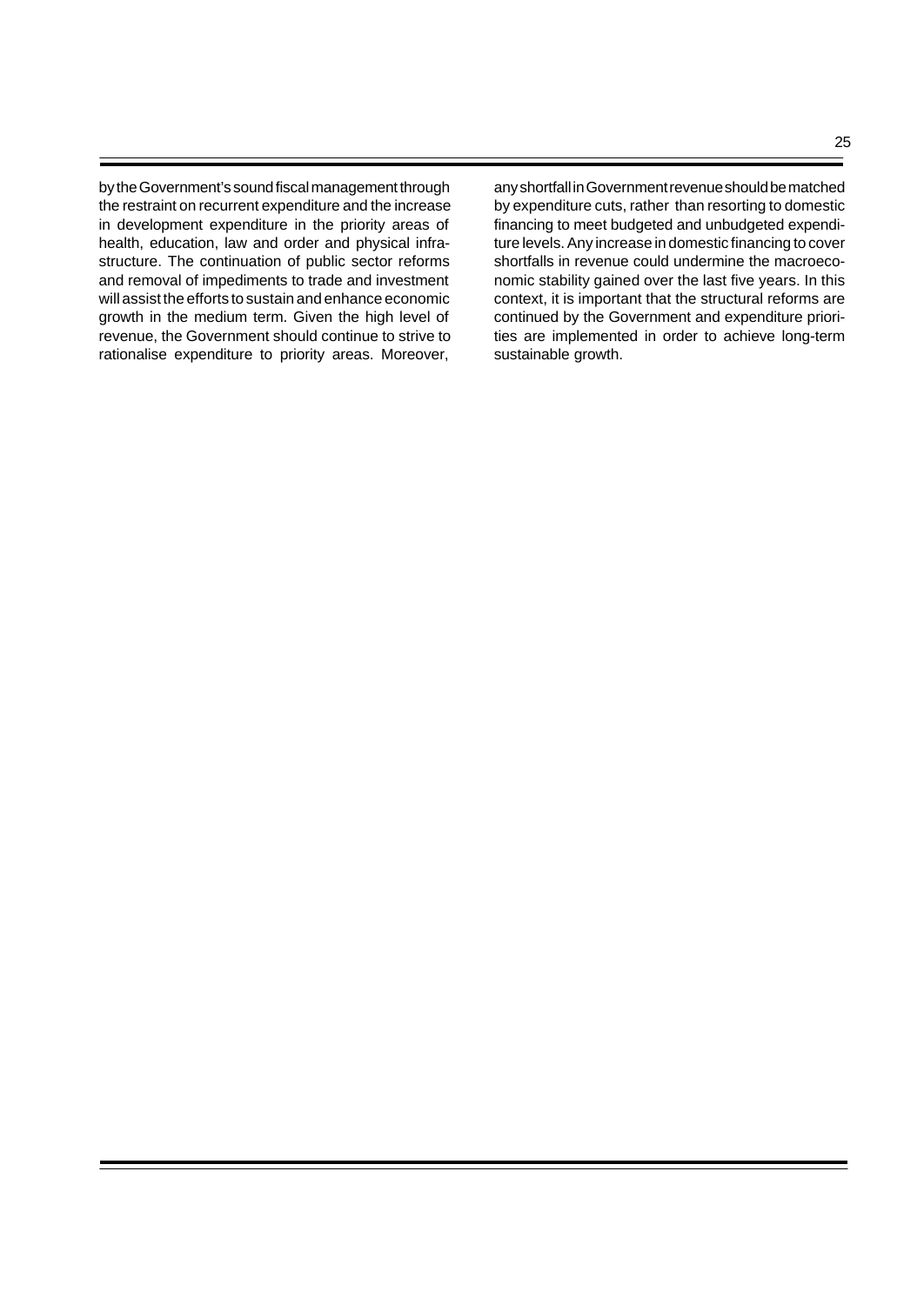by the Government's sound fiscal management through the restraint on recurrent expenditure and the increase in development expenditure in the priority areas of health, education, law and order and physical infrastructure. The continuation of public sector reforms and removal of impediments to trade and investment will assist the efforts to sustain and enhance economic growth in the medium term. Given the high level of revenue, the Government should continue to strive to rationalise expenditure to priority areas. Moreover, any shortfall in Government revenue should be matched by expenditure cuts, rather than resorting to domestic financing to meet budgeted and unbudgeted expenditure levels. Any increase in domestic financing to cover shortfalls in revenue could undermine the macroeconomic stability gained over the last five years. In this context, it is important that the structural reforms are continued by the Government and expenditure priorities are implemented in order to achieve long-term sustainable growth.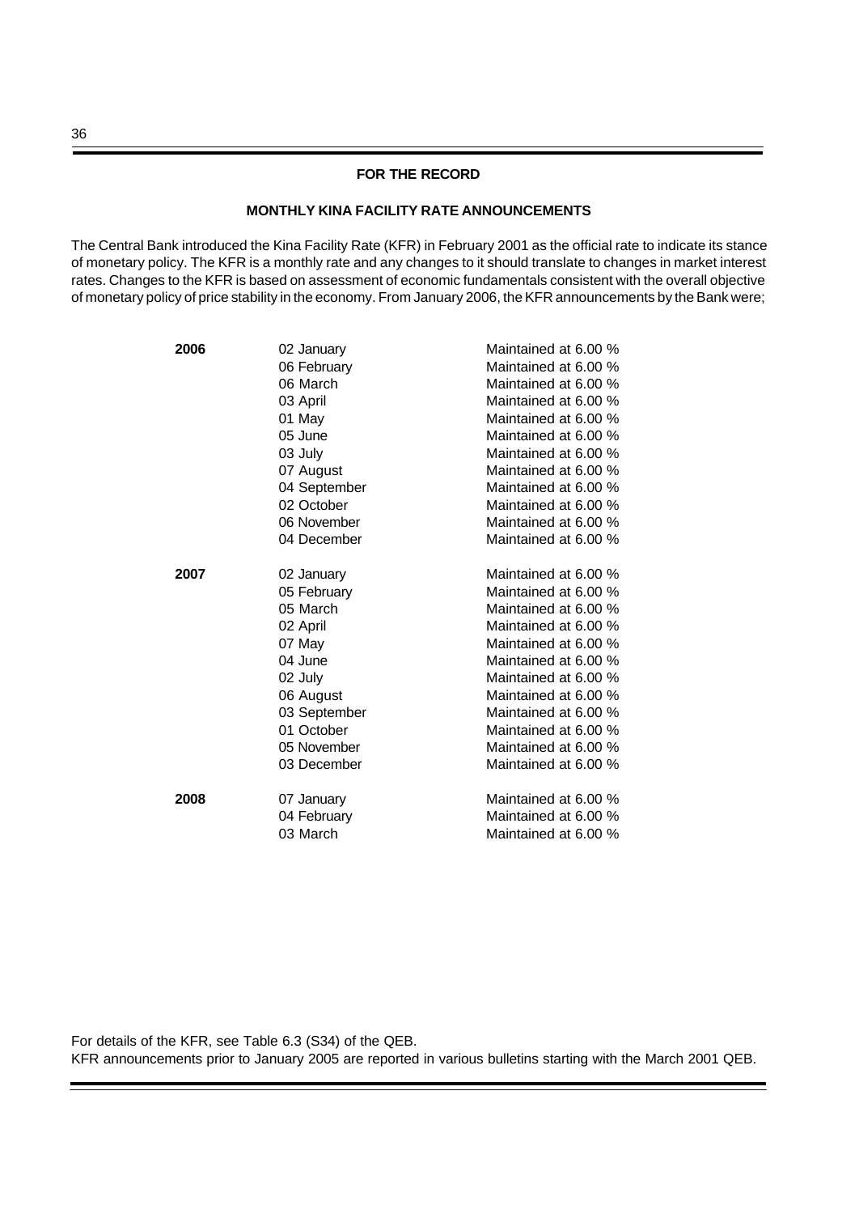## FOR THE RECORD

### MONTHLY KINA FACILITY RATE ANNOUNCEMENTS

The Central Bank introduced the Kina Facility Rate (KFR) in February 2001 as the official rate to indicate its stance of monetary policy. The KFR is a monthly rate and any changes to it should translate to changes in market interest rates. Changes to the KFR is based on assessment of economic fundamentals consistent with the overall objective of monetary policy of price stability in the economy. From January 2006, the KFR announcements by the Bank were;

| | | |
|---|---|---|
| **2006** | 02 January | Maintained at 6.00 % |
| | 06 February | Maintained at 6.00 % |
| | 06 March | Maintained at 6.00 % |
| | 03 April | Maintained at 6.00 % |
| | 01 May | Maintained at 6.00 % |
| | 05 June | Maintained at 6.00 % |
| | 03 July | Maintained at 6.00 % |
| | 07 August | Maintained at 6.00 % |
| | 04 September | Maintained at 6.00 % |
| | 02 October | Maintained at 6.00 % |
| | 06 November | Maintained at 6.00 % |
| | 04 December | Maintained at 6.00 % |
| **2007** | 02 January | Maintained at 6.00 % |
| | 05 February | Maintained at 6.00 % |
| | 05 March | Maintained at 6.00 % |
| | 02 April | Maintained at 6.00 % |
| | 07 May | Maintained at 6.00 % |
| | 04 June | Maintained at 6.00 % |
| | 02 July | Maintained at 6.00 % |
| | 06 August | Maintained at 6.00 % |
| | 03 September | Maintained at 6.00 % |
| | 01 October | Maintained at 6.00 % |
| | 05 November | Maintained at 6.00 % |
| | 03 December | Maintained at 6.00 % |
| **2008** | 07 January | Maintained at 6.00 % |
| | 04 February | Maintained at 6.00 % |
| | 03 March | Maintained at 6.00 % |

For details of the KFR, see Table 6.3 (S34) of the QEB.
KFR announcements prior to January 2005 are reported in various bulletins starting with the March 2001 QEB.